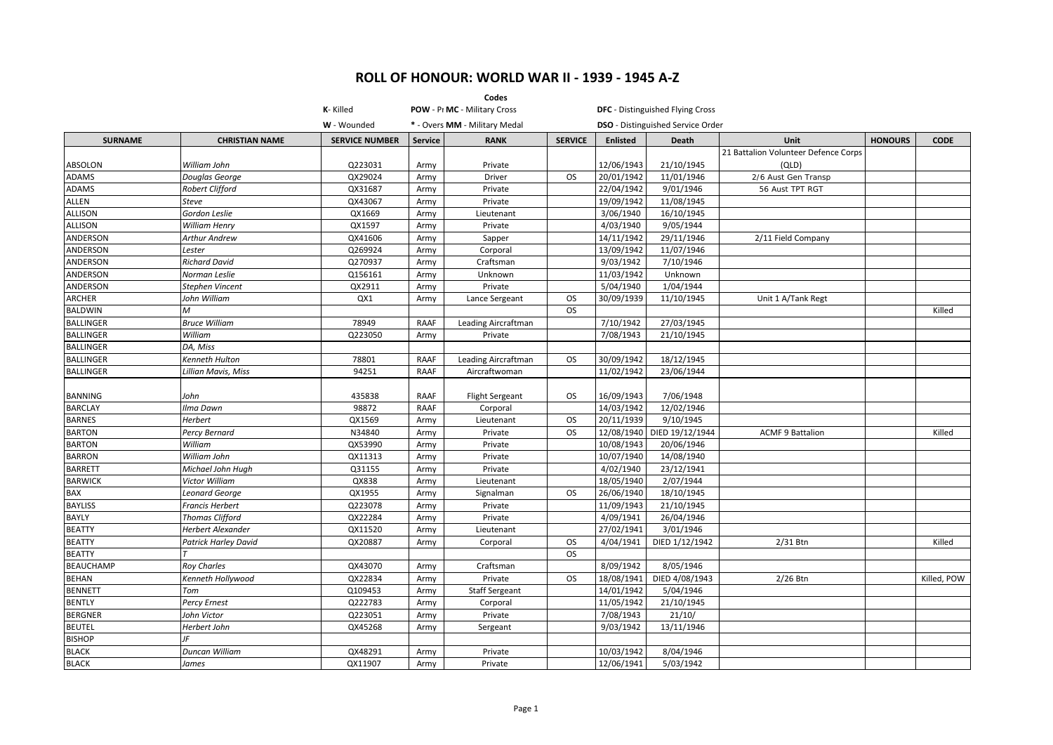# ROLL OF HONOUR: WORLD WAR II - 1939 - 1945 A-Z

**Codes**

| | | |
|---|---|---|
| **K**- Killed | **POW** - Pr **MC** - Military Cross | **DFC** - Distinguished Flying Cross |
| **W** - Wounded | * - Overs **MM** - Military Medal | **DSO** - Distinguished Service Order |

| SURNAME | CHRISTIAN NAME | SERVICE NUMBER | Service | RANK | SERVICE | Enlisted | Death | Unit | HONOURS | CODE |
|---|---|---|---|---|---|---|---|---|---|---|
| ABSOLON | *William John* | Q223031 | Army | Private | | 12/06/1943 | 21/10/1945 | 21 Battalion Volunteer Defence Corps (QLD) | | |
| ADAMS | *Douglas George* | QX29024 | Army | Driver | OS | 20/01/1942 | 11/01/1946 | 2/6 Aust Gen Transp | | |
| ADAMS | *Robert Clifford* | QX31687 | Army | Private | | 22/04/1942 | 9/01/1946 | 56 Aust TPT RGT | | |
| ALLEN | *Steve* | QX43067 | Army | Private | | 19/09/1942 | 11/08/1945 | | | |
| ALLISON | *Gordon Leslie* | QX1669 | Army | Lieutenant | | 3/06/1940 | 16/10/1945 | | | |
| ALLISON | *William Henry* | QX1597 | Army | Private | | 4/03/1940 | 9/05/1944 | | | |
| ANDERSON | *Arthur Andrew* | QX41606 | Army | Sapper | | 14/11/1942 | 29/11/1946 | 2/11 Field Company | | |
| ANDERSON | *Lester* | Q269924 | Army | Corporal | | 13/09/1942 | 11/07/1946 | | | |
| ANDERSON | *Richard David* | Q270937 | Army | Craftsman | | 9/03/1942 | 7/10/1946 | | | |
| ANDERSON | *Norman Leslie* | Q156161 | Army | Unknown | | 11/03/1942 | Unknown | | | |
| ANDERSON | *Stephen Vincent* | QX2911 | Army | Private | | 5/04/1940 | 1/04/1944 | | | |
| ARCHER | *John William* | QX1 | Army | Lance Sergeant | OS | 30/09/1939 | 11/10/1945 | Unit 1 A/Tank Regt | | |
| BALDWIN | *M* | | | | OS | | | | | Killed |
| BALLINGER | *Bruce William* | 78949 | RAAF | Leading Aircraftman | | 7/10/1942 | 27/03/1945 | | | |
| BALLINGER | *William* | Q223050 | Army | Private | | 7/08/1943 | 21/10/1945 | | | |
| BALLINGER | *DA, Miss* | | | | | | | | | |
| BALLINGER | *Kenneth Hulton* | 78801 | RAAF | Leading Aircraftman | OS | 30/09/1942 | 18/12/1945 | | | |
| BALLINGER | *Lillian Mavis, Miss* | 94251 | RAAF | Aircraftwoman | | 11/02/1942 | 23/06/1944 | | | |
| BANNING | *John* | 435838 | RAAF | Flight Sergeant | OS | 16/09/1943 | 7/06/1948 | | | |
| BARCLAY | *Ilma Dawn* | 98872 | RAAF | Corporal | | 14/03/1942 | 12/02/1946 | | | |
| BARNES | *Herbert* | QX1569 | Army | Lieutenant | OS | 20/11/1939 | 9/10/1945 | | | |
| BARTON | *Percy Bernard* | N34840 | Army | Private | OS | 12/08/1940 | DIED 19/12/1944 | ACMF 9 Battalion | | Killed |
| BARTON | *William* | QX53990 | Army | Private | | 10/08/1943 | 20/06/1946 | | | |
| BARRON | *William John* | QX11313 | Army | Private | | 10/07/1940 | 14/08/1940 | | | |
| BARRETT | *Michael John Hugh* | Q31155 | Army | Private | | 4/02/1940 | 23/12/1941 | | | |
| BARWICK | *Victor William* | QX838 | Army | Lieutenant | | 18/05/1940 | 2/07/1944 | | | |
| BAX | *Leonard George* | QX1955 | Army | Signalman | OS | 26/06/1940 | 18/10/1945 | | | |
| BAYLISS | *Francis Herbert* | Q223078 | Army | Private | | 11/09/1943 | 21/10/1945 | | | |
| BAYLY | *Thomas Clifford* | QX22284 | Army | Private | | 4/09/1941 | 26/04/1946 | | | |
| BEATTY | *Herbert Alexander* | QX11520 | Army | Lieutenant | | 27/02/1941 | 3/01/1946 | | | |
| BEATTY | *Patrick Harley David* | QX20887 | Army | Corporal | OS | 4/04/1941 | DIED 1/12/1942 | 2/31 Btn | | Killed |
| BEATTY | *T* | | | | OS | | | | | |
| BEAUCHAMP | *Roy Charles* | QX43070 | Army | Craftsman | | 8/09/1942 | 8/05/1946 | | | |
| BEHAN | *Kenneth Hollywood* | QX22834 | Army | Private | OS | 18/08/1941 | DIED 4/08/1943 | 2/26 Btn | | Killed, POW |
| BENNETT | *Tom* | Q109453 | Army | Staff Sergeant | | 14/01/1942 | 5/04/1946 | | | |
| BENTLY | *Percy Ernest* | Q222783 | Army | Corporal | | 11/05/1942 | 21/10/1945 | | | |
| BERGNER | *John Victor* | Q223051 | Army | Private | | 7/08/1943 | 21/10/ | | | |
| BEUTEL | *Herbert John* | QX45268 | Army | Sergeant | | 9/03/1942 | 13/11/1946 | | | |
| BISHOP | *JF* | | | | | | | | | |
| BLACK | *Duncan William* | QX48291 | Army | Private | | 10/03/1942 | 8/04/1946 | | | |
| BLACK | *James* | QX11907 | Army | Private | | 12/06/1941 | 5/03/1942 | | | |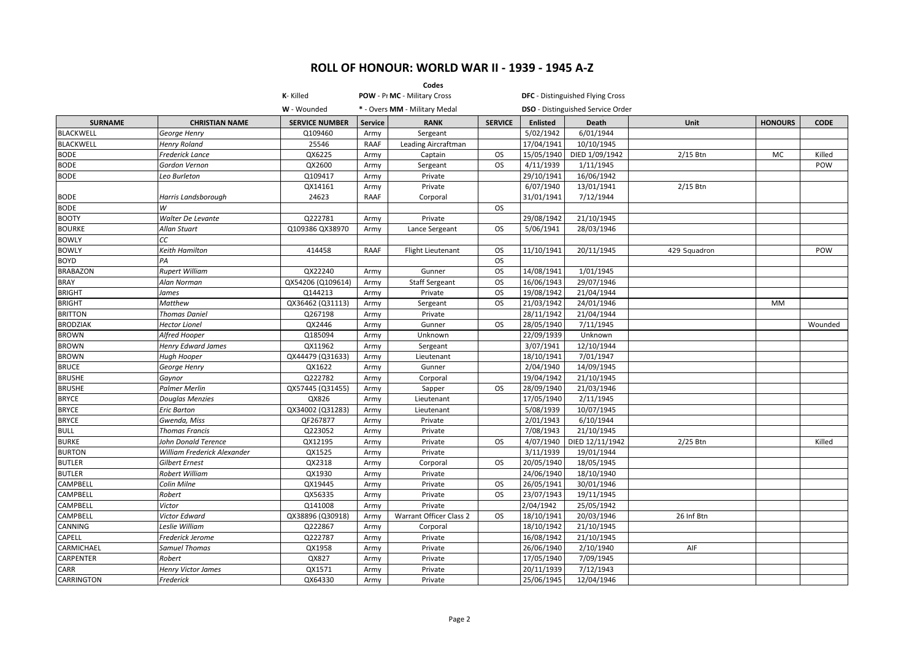# ROLL OF HONOUR: WORLD WAR II - 1939 - 1945 A-Z

**Codes**

| | | |
|---|---|---|
| **K**- Killed | **POW** - Pr **MC** - Military Cross | **DFC** - Distinguished Flying Cross |
| **W** - Wounded | **\*** - Overs **MM** - Military Medal | **DSO** - Distinguished Service Order |

| SURNAME | CHRISTIAN NAME | SERVICE NUMBER | Service | RANK | SERVICE | Enlisted | Death | Unit | HONOURS | CODE |
|---|---|---|---|---|---|---|---|---|---|---|
| BLACKWELL | *George Henry* | Q109460 | Army | Sergeant | | 5/02/1942 | 6/01/1944 | | | |
| BLACKWELL | *Henry Roland* | 25546 | RAAF | Leading Aircraftman | | 17/04/1941 | 10/10/1945 | | | |
| BODE | *Frederick Lance* | QX6225 | Army | Captain | OS | 15/05/1940 | DIED 1/09/1942 | 2/15 Btn | MC | Killed |
| BODE | *Gordon Vernon* | QX2600 | Army | Sergeant | OS | 4/11/1939 | 1/11/1945 | | | POW |
| BODE | *Leo Burleton* | Q109417 | Army | Private | | 29/10/1941 | 16/06/1942 | | | |
| | | QX14161 | Army | Private | | 6/07/1940 | 13/01/1941 | 2/15 Btn | | |
| BODE | *Harris Landsborough* | 24623 | RAAF | Corporal | | 31/01/1941 | 7/12/1944 | | | |
| BODE | *W* | | | | OS | | | | | |
| BOOTY | *Walter De Levante* | Q222781 | Army | Private | | 29/08/1942 | 21/10/1945 | | | |
| BOURKE | *Allan Stuart* | Q109386 QX38970 | Army | Lance Sergeant | OS | 5/06/1941 | 28/03/1946 | | | |
| BOWLY | *CC* | | | | | | | | | |
| BOWLY | *Keith Hamilton* | 414458 | RAAF | Flight Lieutenant | OS | 11/10/1941 | 20/11/1945 | 429 Squadron | | POW |
| BOYD | *PA* | | | | OS | | | | | |
| BRABAZON | *Rupert William* | QX22240 | Army | Gunner | OS | 14/08/1941 | 1/01/1945 | | | |
| BRAY | *Alan Norman* | QX54206 (Q109614) | Army | Staff Sergeant | OS | 16/06/1943 | 29/07/1946 | | | |
| BRIGHT | *James* | Q144213 | Army | Private | OS | 19/08/1942 | 21/04/1944 | | | |
| BRIGHT | *Matthew* | QX36462 (Q31113) | Army | Sergeant | OS | 21/03/1942 | 24/01/1946 | | MM | |
| BRITTON | *Thomas Daniel* | Q267198 | Army | Private | | 28/11/1942 | 21/04/1944 | | | |
| BRODZIAK | *Hector Lionel* | QX2446 | Army | Gunner | OS | 28/05/1940 | 7/11/1945 | | | Wounded |
| BROWN | *Alfred Hooper* | Q185094 | Army | Unknown | | 22/09/1939 | Unknown | | | |
| BROWN | *Henry Edward James* | QX11962 | Army | Sergeant | | 3/07/1941 | 12/10/1944 | | | |
| BROWN | *Hugh Hooper* | QX44479 (Q31633) | Army | Lieutenant | | 18/10/1941 | 7/01/1947 | | | |
| BRUCE | *George Henry* | QX1622 | Army | Gunner | | 2/04/1940 | 14/09/1945 | | | |
| BRUSHE | *Gaynor* | Q222782 | Army | Corporal | | 19/04/1942 | 21/10/1945 | | | |
| BRUSHE | *Palmer Merlin* | QX57445 (Q31455) | Army | Sapper | OS | 28/09/1940 | 21/03/1946 | | | |
| BRYCE | *Douglas Menzies* | QX826 | Army | Lieutenant | | 17/05/1940 | 2/11/1945 | | | |
| BRYCE | *Eric Barton* | QX34002 (Q31283) | Army | Lieutenant | | 5/08/1939 | 10/07/1945 | | | |
| BRYCE | *Gwenda, Miss* | QF267877 | Army | Private | | 2/01/1943 | 6/10/1944 | | | |
| BULL | *Thomas Francis* | Q223052 | Army | Private | | 7/08/1943 | 21/10/1945 | | | |
| BURKE | *John Donald Terence* | QX12195 | Army | Private | OS | 4/07/1940 | DIED 12/11/1942 | 2/25 Btn | | Killed |
| BURTON | *William Frederick Alexander* | QX1525 | Army | Private | | 3/11/1939 | 19/01/1944 | | | |
| BUTLER | *Gilbert Ernest* | QX2318 | Army | Corporal | OS | 20/05/1940 | 18/05/1945 | | | |
| BUTLER | *Robert William* | QX1930 | Army | Private | | 24/06/1940 | 18/10/1940 | | | |
| CAMPBELL | *Colin Milne* | QX19445 | Army | Private | OS | 26/05/1941 | 30/01/1946 | | | |
| CAMPBELL | *Robert* | QX56335 | Army | Private | OS | 23/07/1943 | 19/11/1945 | | | |
| CAMPBELL | *Victor* | Q141008 | Army | Private | | 2/04/1942 | 25/05/1942 | | | |
| CAMPBELL | *Victor Edward* | QX38896 (Q30918) | Army | Warrant Officer Class 2 | OS | 18/10/1941 | 20/03/1946 | 26 Inf Btn | | |
| CANNING | *Leslie William* | Q222867 | Army | Corporal | | 18/10/1942 | 21/10/1945 | | | |
| CAPELL | *Frederick Jerome* | Q222787 | Army | Private | | 16/08/1942 | 21/10/1945 | | | |
| CARMICHAEL | *Samuel Thomas* | QX1958 | Army | Private | | 26/06/1940 | 2/10/1940 | AIF | | |
| CARPENTER | *Robert* | QX827 | Army | Private | | 17/05/1940 | 7/09/1945 | | | |
| CARR | *Henry Victor James* | QX1571 | Army | Private | | 20/11/1939 | 7/12/1943 | | | |
| CARRINGTON | *Frederick* | QX64330 | Army | Private | | 25/06/1945 | 12/04/1946 | | | |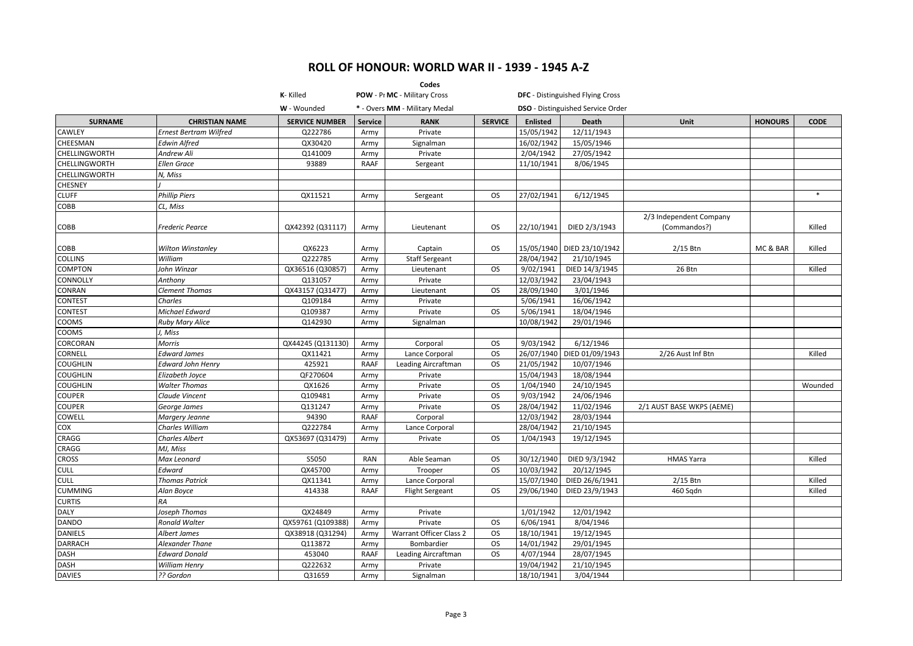# ROLL OF HONOUR: WORLD WAR II - 1939 - 1945 A-Z

**Codes**

**K**- Killed | **POW** - Pr **MC** - Military Cross | **DFC** - Distinguished Flying Cross

**W** - Wounded | * - Overs **MM** - Military Medal | **DSO** - Distinguished Service Order

| SURNAME | CHRISTIAN NAME | SERVICE NUMBER | Service | RANK | SERVICE | Enlisted | Death | Unit | HONOURS | CODE |
|---|---|---|---|---|---|---|---|---|---|---|
| CAWLEY | *Ernest Bertram Wilfred* | Q222786 | Army | Private | | 15/05/1942 | 12/11/1943 | | | |
| CHEESMAN | *Edwin Alfred* | QX30420 | Army | Signalman | | 16/02/1942 | 15/05/1946 | | | |
| CHELLINGWORTH | *Andrew Ali* | Q141009 | Army | Private | | 2/04/1942 | 27/05/1942 | | | |
| CHELLINGWORTH | *Ellen Grace* | 93889 | RAAF | Sergeant | | 11/10/1941 | 8/06/1945 | | | |
| CHELLINGWORTH | *N, Miss* | | | | | | | | | |
| CHESNEY | *J* | | | | | | | | | |
| CLUFF | *Phillip Piers* | QX11521 | Army | Sergeant | OS | 27/02/1941 | 6/12/1945 | | | * |
| COBB | *CL, Miss* | | | | | | | | | |
| COBB | *Frederic Pearce* | QX42392 (Q31117) | Army | Lieutenant | OS | 22/10/1941 | DIED 2/3/1943 | 2/3 Independent Company (Commandos?) | | Killed |
| COBB | *Wilton Winstanley* | QX6223 | Army | Captain | OS | 15/05/1940 | DIED 23/10/1942 | 2/15 Btn | MC & BAR | Killed |
| COLLINS | *William* | Q222785 | Army | Staff Sergeant | | 28/04/1942 | 21/10/1945 | | | |
| COMPTON | *John Winzar* | QX36516 (Q30857) | Army | Lieutenant | OS | 9/02/1941 | DIED 14/3/1945 | 26 Btn | | Killed |
| CONNOLLY | *Anthony* | Q131057 | Army | Private | | 12/03/1942 | 23/04/1943 | | | |
| CONRAN | *Clement Thomas* | QX43157 (Q31477) | Army | Lieutenant | OS | 28/09/1940 | 3/01/1946 | | | |
| CONTEST | *Charles* | Q109184 | Army | Private | | 5/06/1941 | 16/06/1942 | | | |
| CONTEST | *Michael Edward* | Q109387 | Army | Private | OS | 5/06/1941 | 18/04/1946 | | | |
| COOMS | *Ruby Mary Alice* | Q142930 | Army | Signalman | | 10/08/1942 | 29/01/1946 | | | |
| COOMS | *J, Miss* | | | | | | | | | |
| CORCORAN | *Morris* | QX44245 (Q131130) | Army | Corporal | OS | 9/03/1942 | 6/12/1946 | | | |
| CORNELL | *Edward James* | QX11421 | Army | Lance Corporal | OS | 26/07/1940 | DIED 01/09/1943 | 2/26 Aust Inf Btn | | Killed |
| COUGHLIN | *Edward John Henry* | 425921 | RAAF | Leading Aircraftman | OS | 21/05/1942 | 10/07/1946 | | | |
| COUGHLIN | *Elizabeth Joyce* | QF270604 | Army | Private | | 15/04/1943 | 18/08/1944 | | | |
| COUGHLIN | *Walter Thomas* | QX1626 | Army | Private | OS | 1/04/1940 | 24/10/1945 | | | Wounded |
| COUPER | *Claude Vincent* | Q109481 | Army | Private | OS | 9/03/1942 | 24/06/1946 | | | |
| COUPER | *George James* | Q131247 | Army | Private | OS | 28/04/1942 | 11/02/1946 | 2/1 AUST BASE WKPS (AEME) | | |
| COWELL | *Margery Jeanne* | 94390 | RAAF | Corporal | | 12/03/1942 | 28/03/1944 | | | |
| COX | *Charles William* | Q222784 | Army | Lance Corporal | | 28/04/1942 | 21/10/1945 | | | |
| CRAGG | *Charles Albert* | QX53697 (Q31479) | Army | Private | OS | 1/04/1943 | 19/12/1945 | | | |
| CRAGG | *MJ, Miss* | | | | | | | | | |
| CROSS | *Max Leonard* | S5050 | RAN | Able Seaman | OS | 30/12/1940 | DIED 9/3/1942 | HMAS Yarra | | Killed |
| CULL | *Edward* | QX45700 | Army | Trooper | OS | 10/03/1942 | 20/12/1945 | | | |
| CULL | *Thomas Patrick* | QX11341 | Army | Lance Corporal | | 15/07/1940 | DIED 26/6/1941 | 2/15 Btn | | Killed |
| CUMMING | *Alan Boyce* | 414338 | RAAF | Flight Sergeant | OS | 29/06/1940 | DIED 23/9/1943 | 460 Sqdn | | Killed |
| CURTIS | *RA* | | | | | | | | | |
| DALY | *Joseph Thomas* | QX24849 | Army | Private | | 1/01/1942 | 12/01/1942 | | | |
| DANDO | *Ronald Walter* | QX59761 (Q109388) | Army | Private | OS | 6/06/1941 | 8/04/1946 | | | |
| DANIELS | *Albert James* | QX38918 (Q31294) | Army | Warrant Officer Class 2 | OS | 18/10/1941 | 19/12/1945 | | | |
| DARRACH | *Alexander Thane* | Q113872 | Army | Bombardier | OS | 14/01/1942 | 29/01/1945 | | | |
| DASH | *Edward Donald* | 453040 | RAAF | Leading Aircraftman | OS | 4/07/1944 | 28/07/1945 | | | |
| DASH | *William Henry* | Q222632 | Army | Private | | 19/04/1942 | 21/10/1945 | | | |
| DAVIES | *?? Gordon* | Q31659 | Army | Signalman | | 18/10/1941 | 3/04/1944 | | | |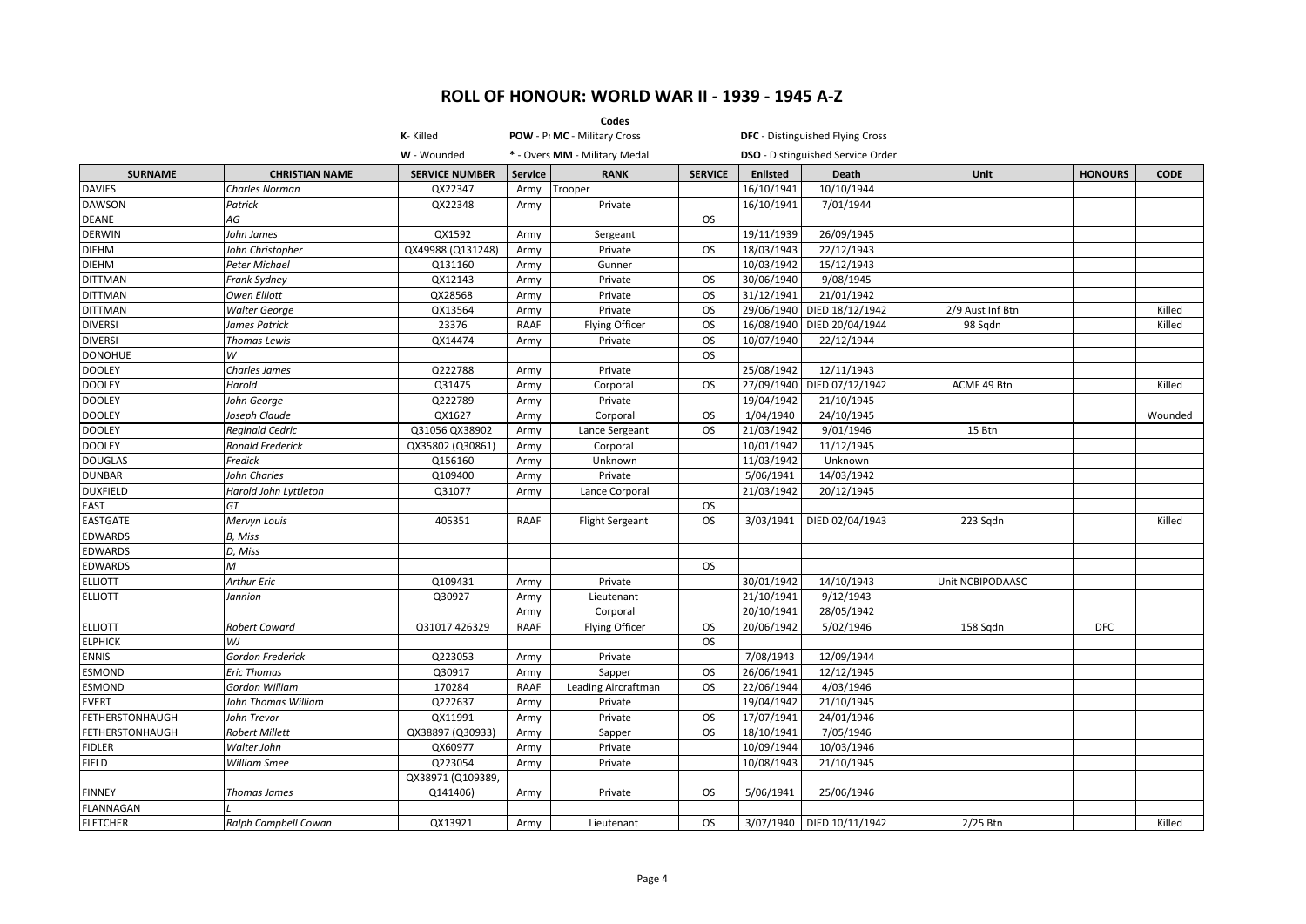# ROLL OF HONOUR: WORLD WAR II - 1939 - 1945 A-Z

**Codes**

**K**- Killed | **POW** - Pr **MC** - Military Cross | **DFC** - Distinguished Flying Cross

**W** - Wounded | * - Overs **MM** - Military Medal | **DSO** - Distinguished Service Order

| SURNAME | CHRISTIAN NAME | SERVICE NUMBER | Service | RANK | SERVICE | Enlisted | Death | Unit | HONOURS | CODE |
|---|---|---|---|---|---|---|---|---|---|---|
| DAVIES | *Charles Norman* | QX22347 | Army | Trooper | | 16/10/1941 | 10/10/1944 | | | |
| DAWSON | *Patrick* | QX22348 | Army | Private | | 16/10/1941 | 7/01/1944 | | | |
| DEANE | *AG* | | | | OS | | | | | |
| DERWIN | *John James* | QX1592 | Army | Sergeant | | 19/11/1939 | 26/09/1945 | | | |
| DIEHM | *John Christopher* | QX49988 (Q131248) | Army | Private | OS | 18/03/1943 | 22/12/1943 | | | |
| DIEHM | *Peter Michael* | Q131160 | Army | Gunner | | 10/03/1942 | 15/12/1943 | | | |
| DITTMAN | *Frank Sydney* | QX12143 | Army | Private | OS | 30/06/1940 | 9/08/1945 | | | |
| DITTMAN | *Owen Elliott* | QX28568 | Army | Private | OS | 31/12/1941 | 21/01/1942 | | | |
| DITTMAN | *Walter George* | QX13564 | Army | Private | OS | 29/06/1940 | DIED 18/12/1942 | 2/9 Aust Inf Btn | | Killed |
| DIVERSI | *James Patrick* | 23376 | RAAF | Flying Officer | OS | 16/08/1940 | DIED 20/04/1944 | 98 Sqdn | | Killed |
| DIVERSI | *Thomas Lewis* | QX14474 | Army | Private | OS | 10/07/1940 | 22/12/1944 | | | |
| DONOHUE | *W* | | | | OS | | | | | |
| DOOLEY | *Charles James* | Q222788 | Army | Private | | 25/08/1942 | 12/11/1943 | | | |
| DOOLEY | *Harold* | Q31475 | Army | Corporal | OS | 27/09/1940 | DIED 07/12/1942 | ACMF 49 Btn | | Killed |
| DOOLEY | *John George* | Q222789 | Army | Private | | 19/04/1942 | 21/10/1945 | | | |
| DOOLEY | *Joseph Claude* | QX1627 | Army | Corporal | OS | 1/04/1940 | 24/10/1945 | | | Wounded |
| DOOLEY | *Reginald Cedric* | Q31056 QX38902 | Army | Lance Sergeant | OS | 21/03/1942 | 9/01/1946 | 15 Btn | | |
| DOOLEY | *Ronald Frederick* | QX35802 (Q30861) | Army | Corporal | | 10/01/1942 | 11/12/1945 | | | |
| DOUGLAS | *Fredick* | Q156160 | Army | Unknown | | 11/03/1942 | Unknown | | | |
| DUNBAR | *John Charles* | Q109400 | Army | Private | | 5/06/1941 | 14/03/1942 | | | |
| DUXFIELD | *Harold John Lyttleton* | Q31077 | Army | Lance Corporal | | 21/03/1942 | 20/12/1945 | | | |
| EAST | *GT* | | | | OS | | | | | |
| EASTGATE | *Mervyn Louis* | 405351 | RAAF | Flight Sergeant | OS | 3/03/1941 | DIED 02/04/1943 | 223 Sqdn | | Killed |
| EDWARDS | *B, Miss* | | | | | | | | | |
| EDWARDS | *D, Miss* | | | | | | | | | |
| EDWARDS | *M* | | | | OS | | | | | |
| ELLIOTT | *Arthur Eric* | Q109431 | Army | Private | | 30/01/1942 | 14/10/1943 | Unit NCBIPODAASC | | |
| ELLIOTT | *Jannion* | Q30927 | Army | Lieutenant | | 21/10/1941 | 9/12/1943 | | | |
| ELLIOTT | *Robert Coward* | Q31017 426329 | Army RAAF | Corporal Flying Officer | OS | 20/10/1941 20/06/1942 | 28/05/1942 5/02/1946 | 158 Sqdn | DFC | |
| ELPHICK | *WJ* | | | | OS | | | | | |
| ENNIS | *Gordon Frederick* | Q223053 | Army | Private | | 7/08/1943 | 12/09/1944 | | | |
| ESMOND | *Eric Thomas* | Q30917 | Army | Sapper | OS | 26/06/1941 | 12/12/1945 | | | |
| ESMOND | *Gordon William* | 170284 | RAAF | Leading Aircraftman | OS | 22/06/1944 | 4/03/1946 | | | |
| EVERT | *John Thomas William* | Q222637 | Army | Private | | 19/04/1942 | 21/10/1945 | | | |
| FETHERSTONHAUGH | *John Trevor* | QX11991 | Army | Private | OS | 17/07/1941 | 24/01/1946 | | | |
| FETHERSTONHAUGH | *Robert Millett* | QX38897 (Q30933) | Army | Sapper | OS | 18/10/1941 | 7/05/1946 | | | |
| FIDLER | *Walter John* | QX60977 | Army | Private | | 10/09/1944 | 10/03/1946 | | | |
| FIELD | *William Smee* | Q223054 | Army | Private | | 10/08/1943 | 21/10/1945 | | | |
| FINNEY | *Thomas James* | QX38971 (Q109389, Q141406) | Army | Private | OS | 5/06/1941 | 25/06/1946 | | | |
| FLANNAGAN | *L* | | | | | | | | | |
| FLETCHER | *Ralph Campbell Cowan* | QX13921 | Army | Lieutenant | OS | 3/07/1940 | DIED 10/11/1942 | 2/25 Btn | | Killed |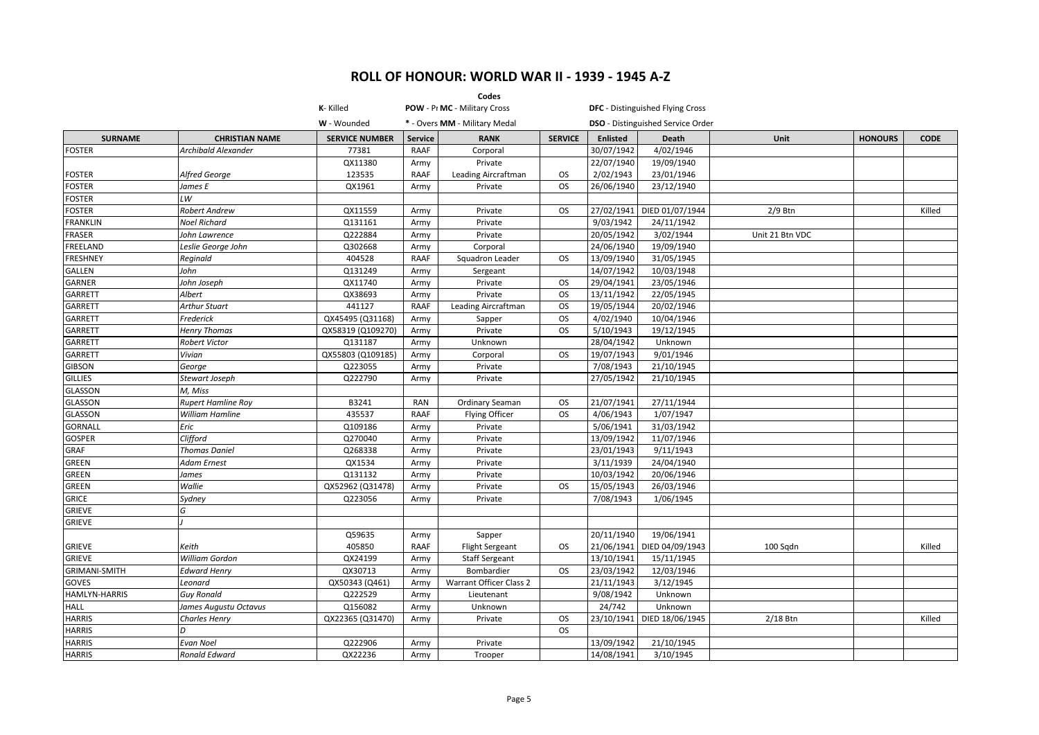# ROLL OF HONOUR: WORLD WAR II - 1939 - 1945 A-Z

**Codes**

| | | |
|---|---|---|
| **K**- Killed | **POW** - Pr **MC** - Military Cross | **DFC** - Distinguished Flying Cross |
| **W** - Wounded | * - Overs **MM** - Military Medal | **DSO** - Distinguished Service Order |

| SURNAME | CHRISTIAN NAME | SERVICE NUMBER | Service | RANK | SERVICE | Enlisted | Death | Unit | HONOURS | CODE |
|---|---|---|---|---|---|---|---|---|---|---|
| FOSTER | *Archibald Alexander* | 77381 | RAAF | Corporal | | 30/07/1942 | 4/02/1946 | | | |
| | | QX11380 | Army | Private | | 22/07/1940 | 19/09/1940 | | | |
| FOSTER | *Alfred George* | 123535 | RAAF | Leading Aircraftman | OS | 2/02/1943 | 23/01/1946 | | | |
| FOSTER | *James E* | QX1961 | Army | Private | OS | 26/06/1940 | 23/12/1940 | | | |
| FOSTER | *LW* | | | | | | | | | |
| FOSTER | *Robert Andrew* | QX11559 | Army | Private | OS | 27/02/1941 | DIED 01/07/1944 | 2/9 Btn | | Killed |
| FRANKLIN | *Noel Richard* | Q131161 | Army | Private | | 9/03/1942 | 24/11/1942 | | | |
| FRASER | *John Lawrence* | Q222884 | Army | Private | | 20/05/1942 | 3/02/1944 | Unit 21 Btn VDC | | |
| FREELAND | *Leslie George John* | Q302668 | Army | Corporal | | 24/06/1940 | 19/09/1940 | | | |
| FRESHNEY | *Reginald* | 404528 | RAAF | Squadron Leader | OS | 13/09/1940 | 31/05/1945 | | | |
| GALLEN | *John* | Q131249 | Army | Sergeant | | 14/07/1942 | 10/03/1948 | | | |
| GARNER | *John Joseph* | QX11740 | Army | Private | OS | 29/04/1941 | 23/05/1946 | | | |
| GARRETT | *Albert* | QX38693 | Army | Private | OS | 13/11/1942 | 22/05/1945 | | | |
| GARRETT | *Arthur Stuart* | 441127 | RAAF | Leading Aircraftman | OS | 19/05/1944 | 20/02/1946 | | | |
| GARRETT | *Frederick* | QX45495 (Q31168) | Army | Sapper | OS | 4/02/1940 | 10/04/1946 | | | |
| GARRETT | *Henry Thomas* | QX58319 (Q109270) | Army | Private | OS | 5/10/1943 | 19/12/1945 | | | |
| GARRETT | *Robert Victor* | Q131187 | Army | Unknown | | 28/04/1942 | Unknown | | | |
| GARRETT | *Vivian* | QX55803 (Q109185) | Army | Corporal | OS | 19/07/1943 | 9/01/1946 | | | |
| GIBSON | *George* | Q223055 | Army | Private | | 7/08/1943 | 21/10/1945 | | | |
| GILLIES | *Stewart Joseph* | Q222790 | Army | Private | | 27/05/1942 | 21/10/1945 | | | |
| GLASSON | *M, Miss* | | | | | | | | | |
| GLASSON | *Rupert Hamline Roy* | B3241 | RAN | Ordinary Seaman | OS | 21/07/1941 | 27/11/1944 | | | |
| GLASSON | *William Hamline* | 435537 | RAAF | Flying Officer | OS | 4/06/1943 | 1/07/1947 | | | |
| GORNALL | *Eric* | Q109186 | Army | Private | | 5/06/1941 | 31/03/1942 | | | |
| GOSPER | *Clifford* | Q270040 | Army | Private | | 13/09/1942 | 11/07/1946 | | | |
| GRAF | *Thomas Daniel* | Q268338 | Army | Private | | 23/01/1943 | 9/11/1943 | | | |
| GREEN | *Adam Ernest* | QX1534 | Army | Private | | 3/11/1939 | 24/04/1940 | | | |
| GREEN | *James* | Q131132 | Army | Private | | 10/03/1942 | 20/06/1946 | | | |
| GREEN | *Wallie* | QX52962 (Q31478) | Army | Private | OS | 15/05/1943 | 26/03/1946 | | | |
| GRICE | *Sydney* | Q223056 | Army | Private | | 7/08/1943 | 1/06/1945 | | | |
| GRIEVE | *G* | | | | | | | | | |
| GRIEVE | *J* | | | | | | | | | |
| | | Q59635 | Army | Sapper | | 20/11/1940 | 19/06/1941 | | | |
| GRIEVE | *Keith* | 405850 | RAAF | Flight Sergeant | OS | 21/06/1941 | DIED 04/09/1943 | 100 Sqdn | | Killed |
| GRIEVE | *William Gordon* | QX24199 | Army | Staff Sergeant | | 13/10/1941 | 15/11/1945 | | | |
| GRIMANI-SMITH | *Edward Henry* | QX30713 | Army | Bombardier | OS | 23/03/1942 | 12/03/1946 | | | |
| GOVES | *Leonard* | QX50343 (Q461) | Army | Warrant Officer Class 2 | | 21/11/1943 | 3/12/1945 | | | |
| HAMLYN-HARRIS | *Guy Ronald* | Q222529 | Army | Lieutenant | | 9/08/1942 | Unknown | | | |
| HALL | *James Augustu Octavus* | Q156082 | Army | Unknown | | 24/742 | Unknown | | | |
| HARRIS | *Charles Henry* | QX22365 (Q31470) | Army | Private | OS | 23/10/1941 | DIED 18/06/1945 | 2/18 Btn | | Killed |
| HARRIS | *D* | | | | OS | | | | | |
| HARRIS | *Evan Noel* | Q222906 | Army | Private | | 13/09/1942 | 21/10/1945 | | | |
| HARRIS | *Ronald Edward* | QX22236 | Army | Trooper | | 14/08/1941 | 3/10/1945 | | | |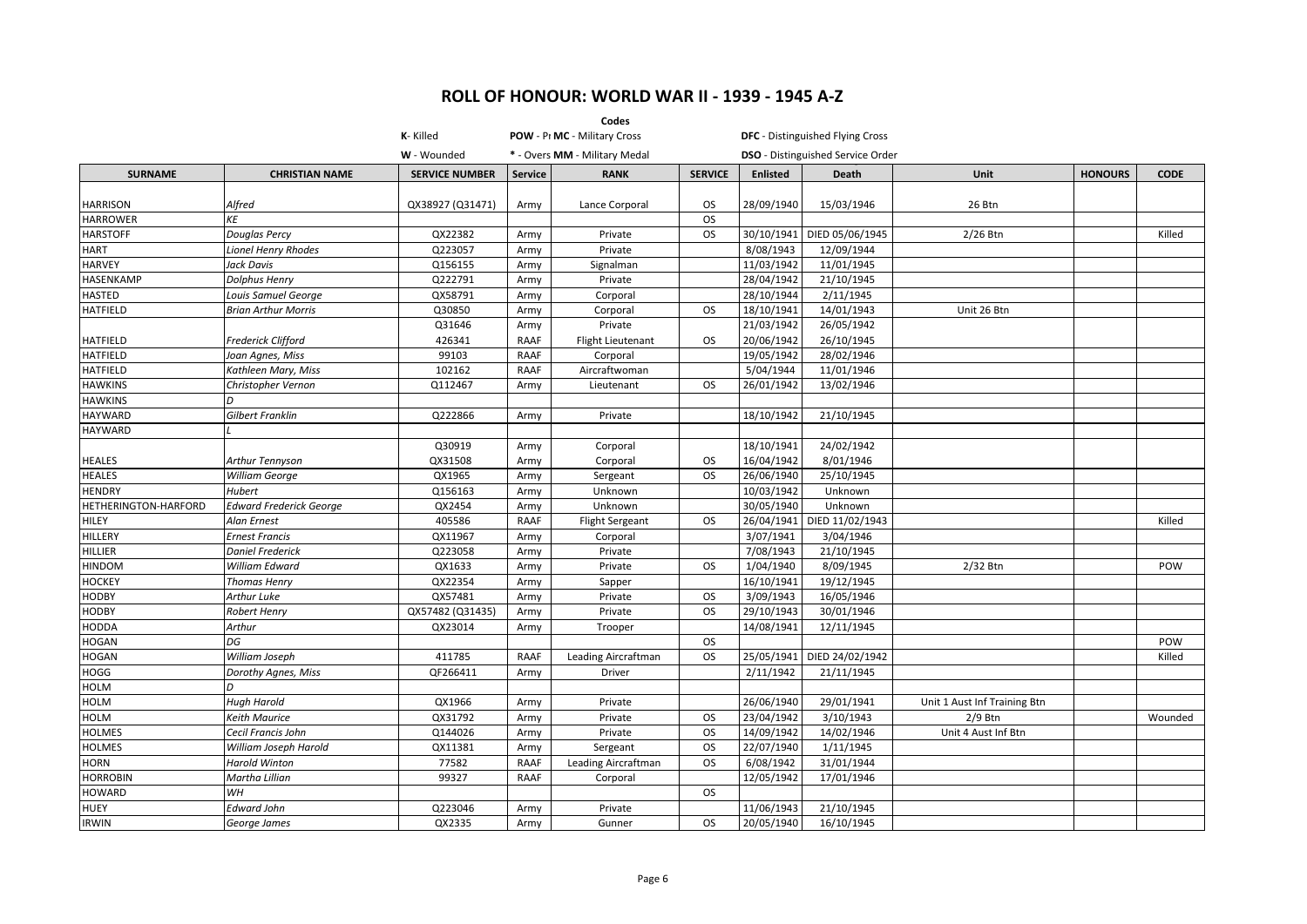# ROLL OF HONOUR: WORLD WAR II - 1939 - 1945 A-Z

**Codes**

| | | | |
|---|---|---|---|
| **K**- Killed | **POW** - Pr | **MC** - Military Cross | **DFC** - Distinguished Flying Cross |
| **W** - Wounded | * - Overs | **MM** - Military Medal | **DSO** - Distinguished Service Order |

| SURNAME | CHRISTIAN NAME | SERVICE NUMBER | Service | RANK | SERVICE | Enlisted | Death | Unit | HONOURS | CODE |
|---|---|---|---|---|---|---|---|---|---|---|
| HARRISON | *Alfred* | QX38927 (Q31471) | Army | Lance Corporal | OS | 28/09/1940 | 15/03/1946 | 26 Btn | | |
| HARROWER | *KE* | | | | OS | | | | | |
| HARSTOFF | *Douglas Percy* | QX22382 | Army | Private | OS | 30/10/1941 | DIED 05/06/1945 | 2/26 Btn | | Killed |
| HART | *Lionel Henry Rhodes* | Q223057 | Army | Private | | 8/08/1943 | 12/09/1944 | | | |
| HARVEY | *Jack Davis* | Q156155 | Army | Signalman | | 11/03/1942 | 11/01/1945 | | | |
| HASENKAMP | *Dolphus Henry* | Q222791 | Army | Private | | 28/04/1942 | 21/10/1945 | | | |
| HASTED | *Louis Samuel George* | QX58791 | Army | Corporal | | 28/10/1944 | 2/11/1945 | | | |
| HATFIELD | *Brian Arthur Morris* | Q30850 | Army | Corporal | OS | 18/10/1941 | 14/01/1943 | Unit 26 Btn | | |
| | | Q31646 | Army | Private | | 21/03/1942 | 26/05/1942 | | | |
| HATFIELD | *Frederick Clifford* | 426341 | RAAF | Flight Lieutenant | OS | 20/06/1942 | 26/10/1945 | | | |
| HATFIELD | *Joan Agnes, Miss* | 99103 | RAAF | Corporal | | 19/05/1942 | 28/02/1946 | | | |
| HATFIELD | *Kathleen Mary, Miss* | 102162 | RAAF | Aircraftwoman | | 5/04/1944 | 11/01/1946 | | | |
| HAWKINS | *Christopher Vernon* | Q112467 | Army | Lieutenant | OS | 26/01/1942 | 13/02/1946 | | | |
| HAWKINS | *D* | | | | | | | | | |
| HAYWARD | *Gilbert Franklin* | Q222866 | Army | Private | | 18/10/1942 | 21/10/1945 | | | |
| HAYWARD | *L* | | | | | | | | | |
| | | Q30919 | Army | Corporal | | 18/10/1941 | 24/02/1942 | | | |
| HEALES | *Arthur Tennyson* | QX31508 | Army | Corporal | OS | 16/04/1942 | 8/01/1946 | | | |
| HEALES | *William George* | QX1965 | Army | Sergeant | OS | 26/06/1940 | 25/10/1945 | | | |
| HENDRY | *Hubert* | Q156163 | Army | Unknown | | 10/03/1942 | Unknown | | | |
| HETHERINGTON-HARFORD | *Edward Frederick George* | QX2454 | Army | Unknown | | 30/05/1940 | Unknown | | | |
| HILEY | *Alan Ernest* | 405586 | RAAF | Flight Sergeant | OS | 26/04/1941 | DIED 11/02/1943 | | | Killed |
| HILLERY | *Ernest Francis* | QX11967 | Army | Corporal | | 3/07/1941 | 3/04/1946 | | | |
| HILLIER | *Daniel Frederick* | Q223058 | Army | Private | | 7/08/1943 | 21/10/1945 | | | |
| HINDOM | *William Edward* | QX1633 | Army | Private | OS | 1/04/1940 | 8/09/1945 | 2/32 Btn | | POW |
| HOCKEY | *Thomas Henry* | QX22354 | Army | Sapper | | 16/10/1941 | 19/12/1945 | | | |
| HODBY | *Arthur Luke* | QX57481 | Army | Private | OS | 3/09/1943 | 16/05/1946 | | | |
| HODBY | *Robert Henry* | QX57482 (Q31435) | Army | Private | OS | 29/10/1943 | 30/01/1946 | | | |
| HODDA | *Arthur* | QX23014 | Army | Trooper | | 14/08/1941 | 12/11/1945 | | | |
| HOGAN | *DG* | | | | OS | | | | | POW |
| HOGAN | *William Joseph* | 411785 | RAAF | Leading Aircraftman | OS | 25/05/1941 | DIED 24/02/1942 | | | Killed |
| HOGG | *Dorothy Agnes, Miss* | QF266411 | Army | Driver | | 2/11/1942 | 21/11/1945 | | | |
| HOLM | *D* | | | | | | | | | |
| HOLM | *Hugh Harold* | QX1966 | Army | Private | | 26/06/1940 | 29/01/1941 | Unit 1 Aust Inf Training Btn | | |
| HOLM | *Keith Maurice* | QX31792 | Army | Private | OS | 23/04/1942 | 3/10/1943 | 2/9 Btn | | Wounded |
| HOLMES | *Cecil Francis John* | Q144026 | Army | Private | OS | 14/09/1942 | 14/02/1946 | Unit 4 Aust Inf Btn | | |
| HOLMES | *William Joseph Harold* | QX11381 | Army | Sergeant | OS | 22/07/1940 | 1/11/1945 | | | |
| HORN | *Harold Winton* | 77582 | RAAF | Leading Aircraftman | OS | 6/08/1942 | 31/01/1944 | | | |
| HORROBIN | *Martha Lillian* | 99327 | RAAF | Corporal | | 12/05/1942 | 17/01/1946 | | | |
| HOWARD | *WH* | | | | OS | | | | | |
| HUEY | *Edward John* | Q223046 | Army | Private | | 11/06/1943 | 21/10/1945 | | | |
| IRWIN | *George James* | QX2335 | Army | Gunner | OS | 20/05/1940 | 16/10/1945 | | | |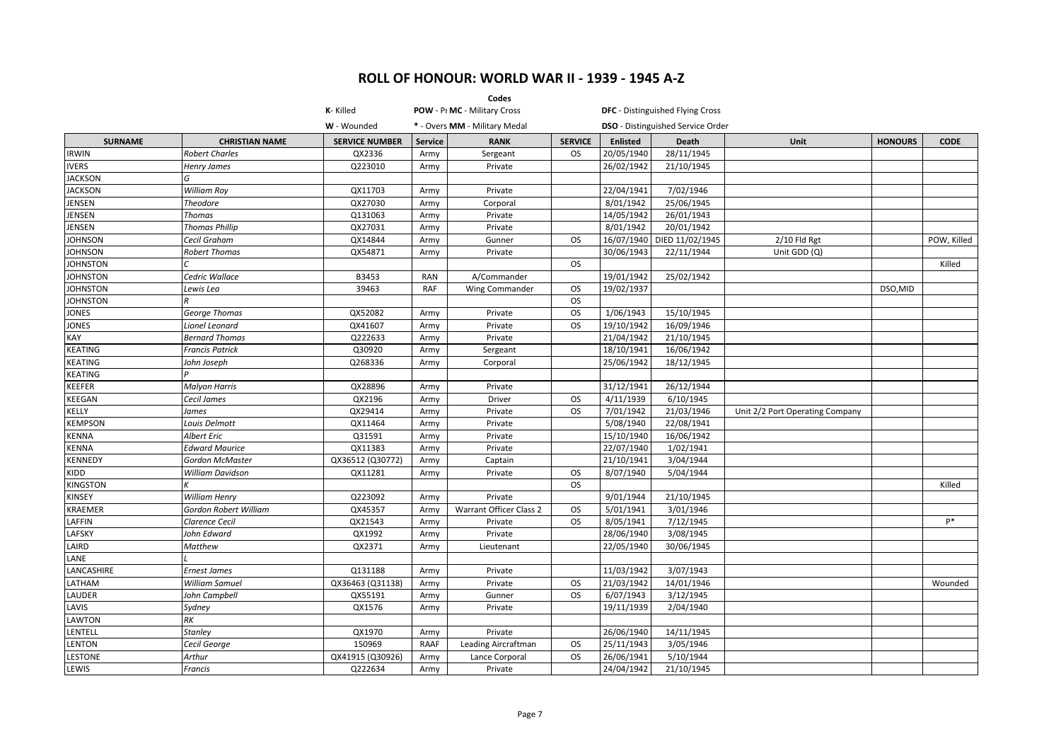# ROLL OF HONOUR: WORLD WAR II - 1939 - 1945 A-Z

**Codes**

| | |
|---|---|
| **K**- Killed | **POW** - Pr |
| **W** - Wounded | * - Overs |
| **MC** - Military Cross | **DFC** - Distinguished Flying Cross |
| **MM** - Military Medal | **DSO** - Distinguished Service Order |

| SURNAME | CHRISTIAN NAME | SERVICE NUMBER | Service | RANK | SERVICE | Enlisted | Death | Unit | HONOURS | CODE |
|---|---|---|---|---|---|---|---|---|---|---|
| IRWIN | *Robert Charles* | QX2336 | Army | Sergeant | OS | 20/05/1940 | 28/11/1945 | | | |
| IVERS | *Henry James* | Q223010 | Army | Private | | 26/02/1942 | 21/10/1945 | | | |
| JACKSON | *G* | | | | | | | | | |
| JACKSON | *William Roy* | QX11703 | Army | Private | | 22/04/1941 | 7/02/1946 | | | |
| JENSEN | *Theodore* | QX27030 | Army | Corporal | | 8/01/1942 | 25/06/1945 | | | |
| JENSEN | *Thomas* | Q131063 | Army | Private | | 14/05/1942 | 26/01/1943 | | | |
| JENSEN | *Thomas Phillip* | QX27031 | Army | Private | | 8/01/1942 | 20/01/1942 | | | |
| JOHNSON | *Cecil Graham* | QX14844 | Army | Gunner | OS | 16/07/1940 | DIED 11/02/1945 | 2/10 Fld Rgt | | POW, Killed |
| JOHNSON | *Robert Thomas* | QX54871 | Army | Private | | 30/06/1943 | 22/11/1944 | Unit GDD (Q) | | |
| JOHNSTON | *C* | | | | OS | | | | | Killed |
| JOHNSTON | *Cedric Wallace* | B3453 | RAN | A/Commander | | 19/01/1942 | 25/02/1942 | | | |
| JOHNSTON | *Lewis Lea* | 39463 | RAF | Wing Commander | OS | 19/02/1937 | | | DSO,MID | |
| JOHNSTON | *R* | | | | OS | | | | | |
| JONES | *George Thomas* | QX52082 | Army | Private | OS | 1/06/1943 | 15/10/1945 | | | |
| JONES | *Lionel Leonard* | QX41607 | Army | Private | OS | 19/10/1942 | 16/09/1946 | | | |
| KAY | *Bernard Thomas* | Q222633 | Army | Private | | 21/04/1942 | 21/10/1945 | | | |
| KEATING | *Francis Patrick* | Q30920 | Army | Sergeant | | 18/10/1941 | 16/06/1942 | | | |
| KEATING | *John Joseph* | Q268336 | Army | Corporal | | 25/06/1942 | 18/12/1945 | | | |
| KEATING | *P* | | | | | | | | | |
| KEEFER | *Malyon Harris* | QX28896 | Army | Private | | 31/12/1941 | 26/12/1944 | | | |
| KEEGAN | *Cecil James* | QX2196 | Army | Driver | OS | 4/11/1939 | 6/10/1945 | | | |
| KELLY | *James* | QX29414 | Army | Private | OS | 7/01/1942 | 21/03/1946 | Unit 2/2 Port Operating Company | | |
| KEMPSON | *Louis Delmott* | QX11464 | Army | Private | | 5/08/1940 | 22/08/1941 | | | |
| KENNA | *Albert Eric* | Q31591 | Army | Private | | 15/10/1940 | 16/06/1942 | | | |
| KENNA | *Edward Maurice* | QX11383 | Army | Private | | 22/07/1940 | 1/02/1941 | | | |
| KENNEDY | *Gordon McMaster* | QX36512 (Q30772) | Army | Captain | | 21/10/1941 | 3/04/1944 | | | |
| KIDD | *William Davidson* | QX11281 | Army | Private | OS | 8/07/1940 | 5/04/1944 | | | |
| KINGSTON | *K* | | | | OS | | | | | Killed |
| KINSEY | *William Henry* | Q223092 | Army | Private | | 9/01/1944 | 21/10/1945 | | | |
| KRAEMER | *Gordon Robert William* | QX45357 | Army | Warrant Officer Class 2 | OS | 5/01/1941 | 3/01/1946 | | | |
| LAFFIN | *Clarence Cecil* | QX21543 | Army | Private | OS | 8/05/1941 | 7/12/1945 | | | P* |
| LAFSKY | *John Edward* | QX1992 | Army | Private | | 28/06/1940 | 3/08/1945 | | | |
| LAIRD | *Matthew* | QX2371 | Army | Lieutenant | | 22/05/1940 | 30/06/1945 | | | |
| LANE | *L* | | | | | | | | | |
| LANCASHIRE | *Ernest James* | Q131188 | Army | Private | | 11/03/1942 | 3/07/1943 | | | |
| LATHAM | *William Samuel* | QX36463 (Q31138) | Army | Private | OS | 21/03/1942 | 14/01/1946 | | | Wounded |
| LAUDER | *John Campbell* | QX55191 | Army | Gunner | OS | 6/07/1943 | 3/12/1945 | | | |
| LAVIS | *Sydney* | QX1576 | Army | Private | | 19/11/1939 | 2/04/1940 | | | |
| LAWTON | *RK* | | | | | | | | | |
| LENTELL | *Stanley* | QX1970 | Army | Private | | 26/06/1940 | 14/11/1945 | | | |
| LENTON | *Cecil George* | 150969 | RAAF | Leading Aircraftman | OS | 25/11/1943 | 3/05/1946 | | | |
| LESTONE | *Arthur* | QX41915 (Q30926) | Army | Lance Corporal | OS | 26/06/1941 | 5/10/1944 | | | |
| LEWIS | *Francis* | Q222634 | Army | Private | | 24/04/1942 | 21/10/1945 | | | |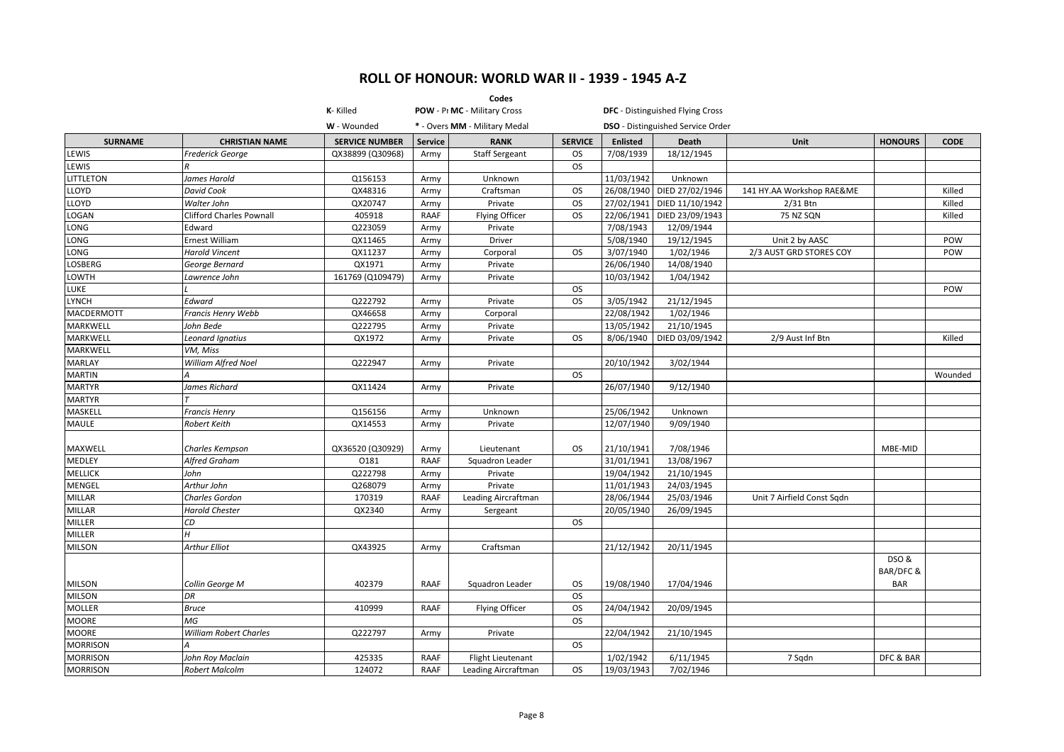# ROLL OF HONOUR: WORLD WAR II - 1939 - 1945 A-Z

**Codes**

**K**- Killed | **POW** - Pr **MC** - Military Cross | **DFC** - Distinguished Flying Cross

**W** - Wounded | * - Overs **MM** - Military Medal | **DSO** - Distinguished Service Order

| SURNAME | CHRISTIAN NAME | SERVICE NUMBER | Service | RANK | SERVICE | Enlisted | Death | Unit | HONOURS | CODE |
|---|---|---|---|---|---|---|---|---|---|---|
| LEWIS | *Frederick George* | QX38899 (Q30968) | Army | Staff Sergeant | OS | 7/08/1939 | 18/12/1945 | | | |
| LEWIS | *R* | | | | OS | | | | | |
| LITTLETON | *James Harold* | Q156153 | Army | Unknown | | 11/03/1942 | Unknown | | | |
| LLOYD | *David Cook* | QX48316 | Army | Craftsman | OS | 26/08/1940 | DIED 27/02/1946 | 141 HY.AA Workshop RAE&ME | | Killed |
| LLOYD | *Walter John* | QX20747 | Army | Private | OS | 27/02/1941 | DIED 11/10/1942 | 2/31 Btn | | Killed |
| LOGAN | Clifford Charles Pownall | 405918 | RAAF | Flying Officer | OS | 22/06/1941 | DIED 23/09/1943 | 75 NZ SQN | | Killed |
| LONG | Edward | Q223059 | Army | Private | | 7/08/1943 | 12/09/1944 | | | |
| LONG | Ernest William | QX11465 | Army | Driver | | 5/08/1940 | 19/12/1945 | Unit 2 by AASC | | POW |
| LONG | *Harold Vincent* | QX11237 | Army | Corporal | OS | 3/07/1940 | 1/02/1946 | 2/3 AUST GRD STORES COY | | POW |
| LOSBERG | *George Bernard* | QX1971 | Army | Private | | 26/06/1940 | 14/08/1940 | | | |
| LOWTH | *Lawrence John* | 161769 (Q109479) | Army | Private | | 10/03/1942 | 1/04/1942 | | | |
| LUKE | *L* | | | | OS | | | | | POW |
| LYNCH | *Edward* | Q222792 | Army | Private | OS | 3/05/1942 | 21/12/1945 | | | |
| MACDERMOTT | *Francis Henry Webb* | QX46658 | Army | Corporal | | 22/08/1942 | 1/02/1946 | | | |
| MARKWELL | *John Bede* | Q222795 | Army | Private | | 13/05/1942 | 21/10/1945 | | | |
| MARKWELL | *Leonard Ignatius* | QX1972 | Army | Private | OS | 8/06/1940 | DIED 03/09/1942 | 2/9 Aust Inf Btn | | Killed |
| MARKWELL | *VM, Miss* | | | | | | | | | |
| MARLAY | *William Alfred Noel* | Q222947 | Army | Private | | 20/10/1942 | 3/02/1944 | | | |
| MARTIN | *A* | | | | OS | | | | | Wounded |
| MARTYR | *James Richard* | QX11424 | Army | Private | | 26/07/1940 | 9/12/1940 | | | |
| MARTYR | *T* | | | | | | | | | |
| MASKELL | *Francis Henry* | Q156156 | Army | Unknown | | 25/06/1942 | Unknown | | | |
| MAULE | *Robert Keith* | QX14553 | Army | Private | | 12/07/1940 | 9/09/1940 | | | |
| MAXWELL | *Charles Kempson* | QX36520 (Q30929) | Army | Lieutenant | OS | 21/10/1941 | 7/08/1946 | | MBE-MID | |
| MEDLEY | *Alfred Graham* | O181 | RAAF | Squadron Leader | | 31/01/1941 | 13/08/1967 | | | |
| MELLICK | *John* | Q222798 | Army | Private | | 19/04/1942 | 21/10/1945 | | | |
| MENGEL | *Arthur John* | Q268079 | Army | Private | | 11/01/1943 | 24/03/1945 | | | |
| MILLAR | *Charles Gordon* | 170319 | RAAF | Leading Aircraftman | | 28/06/1944 | 25/03/1946 | Unit 7 Airfield Const Sqdn | | |
| MILLAR | *Harold Chester* | QX2340 | Army | Sergeant | | 20/05/1940 | 26/09/1945 | | | |
| MILLER | *CD* | | | | OS | | | | | |
| MILLER | *H* | | | | | | | | | |
| MILSON | *Arthur Elliot* | QX43925 | Army | Craftsman | | 21/12/1942 | 20/11/1945 | | | |
| MILSON | *Collin George M* | 402379 | RAAF | Squadron Leader | OS | 19/08/1940 | 17/04/1946 | | DSO & BAR/DFC & BAR | |
| MILSON | *DR* | | | | OS | | | | | |
| MOLLER | *Bruce* | 410999 | RAAF | Flying Officer | OS | 24/04/1942 | 20/09/1945 | | | |
| MOORE | *MG* | | | | OS | | | | | |
| MOORE | *William Robert Charles* | Q222797 | Army | Private | | 22/04/1942 | 21/10/1945 | | | |
| MORRISON | *A* | | | | OS | | | | | |
| MORRISON | *John Roy Maclain* | 425335 | RAAF | Flight Lieutenant | | 1/02/1942 | 6/11/1945 | 7 Sqdn | DFC & BAR | |
| MORRISON | *Robert Malcolm* | 124072 | RAAF | Leading Aircraftman | OS | 19/03/1943 | 7/02/1946 | | | |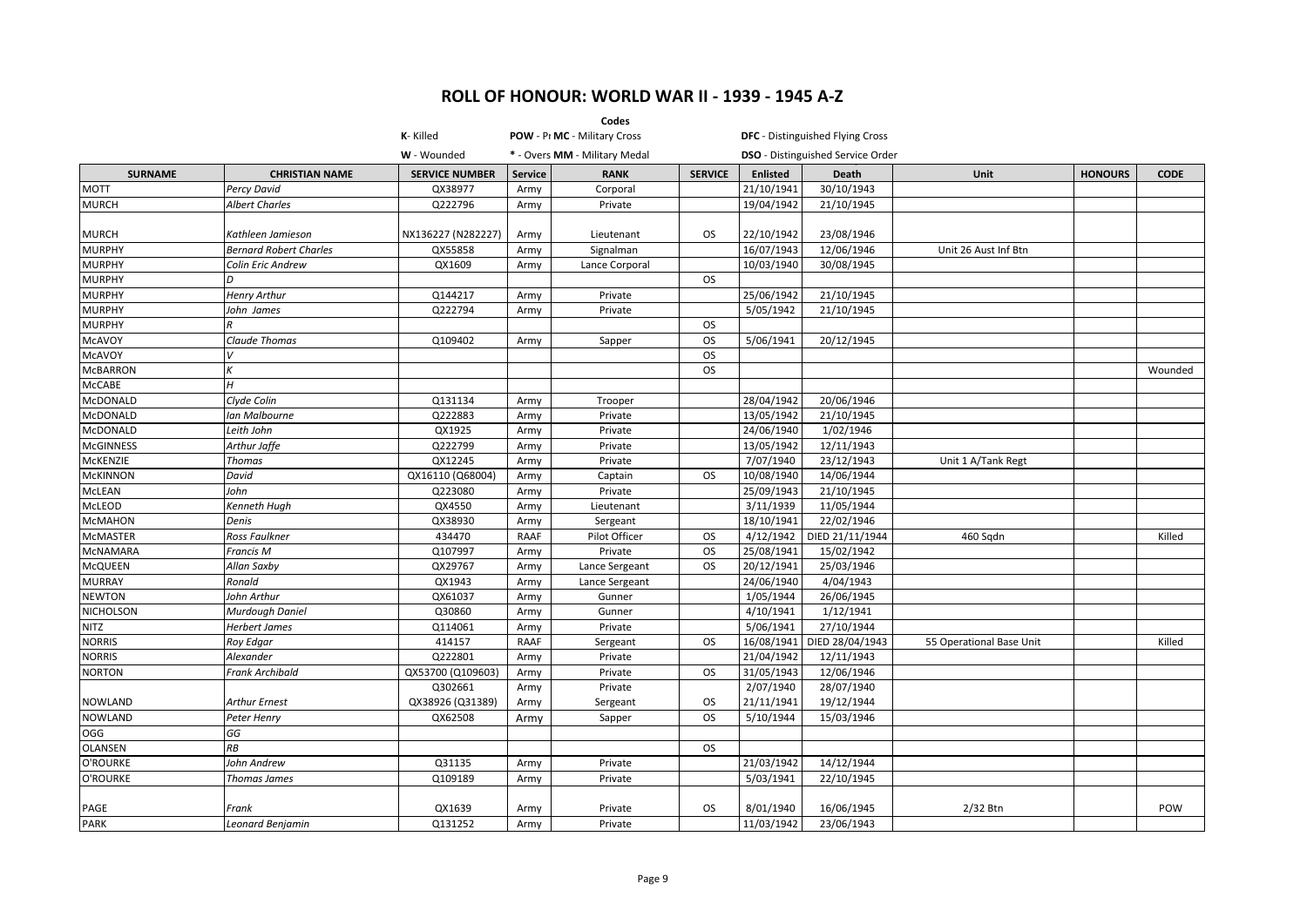# ROLL OF HONOUR: WORLD WAR II - 1939 - 1945 A-Z

**Codes**

| | | |
|---|---|---|
| **K**- Killed | **POW** - Pr **MC** - Military Cross | **DFC** - Distinguished Flying Cross |
| **W** - Wounded | * - Overs **MM** - Military Medal | **DSO** - Distinguished Service Order |

| SURNAME | CHRISTIAN NAME | SERVICE NUMBER | Service | RANK | SERVICE | Enlisted | Death | Unit | HONOURS | CODE |
|---|---|---|---|---|---|---|---|---|---|---|
| MOTT | *Percy David* | QX38977 | Army | Corporal | | 21/10/1941 | 30/10/1943 | | | |
| MURCH | *Albert Charles* | Q222796 | Army | Private | | 19/04/1942 | 21/10/1945 | | | |
| MURCH | *Kathleen Jamieson* | NX136227 (N282227) | Army | Lieutenant | OS | 22/10/1942 | 23/08/1946 | | | |
| MURPHY | *Bernard Robert Charles* | QX55858 | Army | Signalman | | 16/07/1943 | 12/06/1946 | Unit 26 Aust Inf Btn | | |
| MURPHY | *Colin Eric Andrew* | QX1609 | Army | Lance Corporal | | 10/03/1940 | 30/08/1945 | | | |
| MURPHY | *D* | | | | OS | | | | | |
| MURPHY | *Henry Arthur* | Q144217 | Army | Private | | 25/06/1942 | 21/10/1945 | | | |
| MURPHY | *John James* | Q222794 | Army | Private | | 5/05/1942 | 21/10/1945 | | | |
| MURPHY | *R* | | | | OS | | | | | |
| McAVOY | *Claude Thomas* | Q109402 | Army | Sapper | OS | 5/06/1941 | 20/12/1945 | | | |
| McAVOY | *V* | | | | OS | | | | | |
| McBARRON | *K* | | | | OS | | | | | Wounded |
| McCABE | *H* | | | | | | | | | |
| McDONALD | *Clyde Colin* | Q131134 | Army | Trooper | | 28/04/1942 | 20/06/1946 | | | |
| McDONALD | *Ian Malbourne* | Q222883 | Army | Private | | 13/05/1942 | 21/10/1945 | | | |
| McDONALD | *Leith John* | QX1925 | Army | Private | | 24/06/1940 | 1/02/1946 | | | |
| McGINNESS | *Arthur Jaffe* | Q222799 | Army | Private | | 13/05/1942 | 12/11/1943 | | | |
| McKENZIE | *Thomas* | QX12245 | Army | Private | | 7/07/1940 | 23/12/1943 | Unit 1 A/Tank Regt | | |
| McKINNON | *David* | QX16110 (Q68004) | Army | Captain | OS | 10/08/1940 | 14/06/1944 | | | |
| McLEAN | *John* | Q223080 | Army | Private | | 25/09/1943 | 21/10/1945 | | | |
| McLEOD | *Kenneth Hugh* | QX4550 | Army | Lieutenant | | 3/11/1939 | 11/05/1944 | | | |
| McMAHON | *Denis* | QX38930 | Army | Sergeant | | 18/10/1941 | 22/02/1946 | | | |
| McMASTER | *Ross Faulkner* | 434470 | RAAF | Pilot Officer | OS | 4/12/1942 | DIED 21/11/1944 | 460 Sqdn | | Killed |
| McNAMARA | *Francis M* | Q107997 | Army | Private | OS | 25/08/1941 | 15/02/1942 | | | |
| McQUEEN | *Allan Saxby* | QX29767 | Army | Lance Sergeant | OS | 20/12/1941 | 25/03/1946 | | | |
| MURRAY | *Ronald* | QX1943 | Army | Lance Sergeant | | 24/06/1940 | 4/04/1943 | | | |
| NEWTON | *John Arthur* | QX61037 | Army | Gunner | | 1/05/1944 | 26/06/1945 | | | |
| NICHOLSON | *Murdough Daniel* | Q30860 | Army | Gunner | | 4/10/1941 | 1/12/1941 | | | |
| NITZ | *Herbert James* | Q114061 | Army | Private | | 5/06/1941 | 27/10/1944 | | | |
| NORRIS | *Roy Edgar* | 414157 | RAAF | Sergeant | OS | 16/08/1941 | DIED 28/04/1943 | 55 Operational Base Unit | | Killed |
| NORRIS | *Alexander* | Q222801 | Army | Private | | 21/04/1942 | 12/11/1943 | | | |
| NORTON | *Frank Archibald* | QX53700 (Q109603) | Army | Private | OS | 31/05/1943 | 12/06/1946 | | | |
| NOWLAND | *Arthur Ernest* | Q302661<br>QX38926 (Q31389) | Army<br>Army | Private<br>Sergeant | OS | 2/07/1940<br>21/11/1941 | 28/07/1940<br>19/12/1944 | | | |
| NOWLAND | *Peter Henry* | QX62508 | Army | Sapper | OS | 5/10/1944 | 15/03/1946 | | | |
| OGG | *GG* | | | | | | | | | |
| OLANSEN | *RB* | | | | OS | | | | | |
| O'ROURKE | *John Andrew* | Q31135 | Army | Private | | 21/03/1942 | 14/12/1944 | | | |
| O'ROURKE | *Thomas James* | Q109189 | Army | Private | | 5/03/1941 | 22/10/1945 | | | |
| PAGE | *Frank* | QX1639 | Army | Private | OS | 8/01/1940 | 16/06/1945 | 2/32 Btn | | POW |
| PARK | *Leonard Benjamin* | Q131252 | Army | Private | | 11/03/1942 | 23/06/1943 | | | |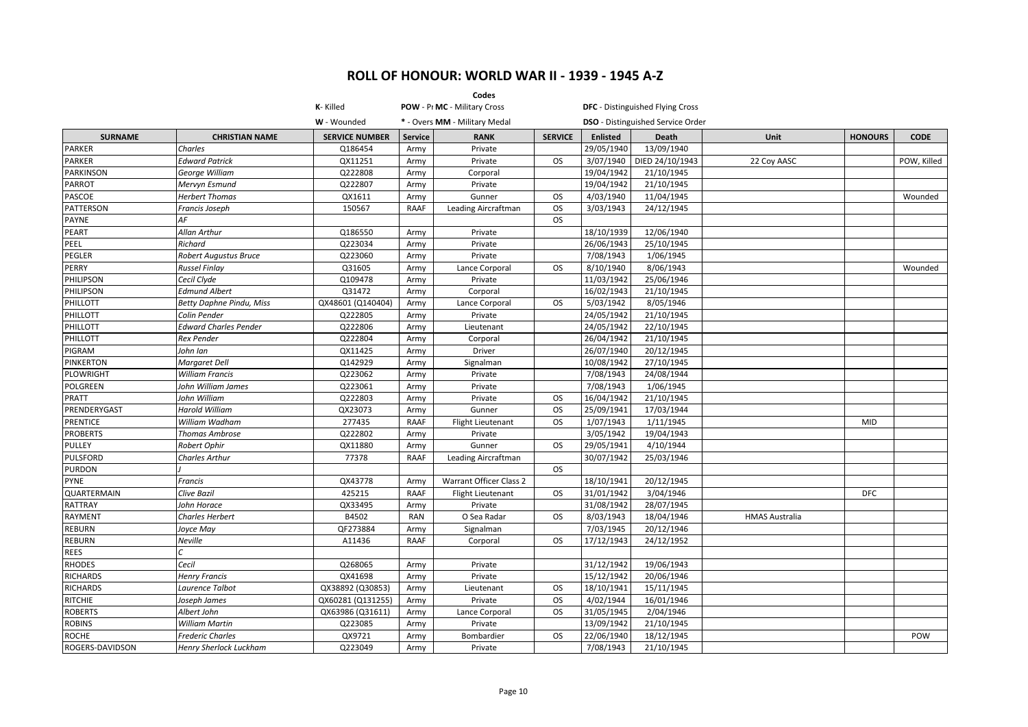# ROLL OF HONOUR: WORLD WAR II - 1939 - 1945 A-Z

**Codes**

| | | |
|---|---|---|
| **K**- Killed | **POW** - Pr **MC** - Military Cross | **DFC** - Distinguished Flying Cross |
| **W** - Wounded | * - Overs **MM** - Military Medal | **DSO** - Distinguished Service Order |

| SURNAME | CHRISTIAN NAME | SERVICE NUMBER | Service | RANK | SERVICE | Enlisted | Death | Unit | HONOURS | CODE |
|---|---|---|---|---|---|---|---|---|---|---|
| PARKER | *Charles* | Q186454 | Army | Private | | 29/05/1940 | 13/09/1940 | | | |
| PARKER | *Edward Patrick* | QX11251 | Army | Private | OS | 3/07/1940 | DIED 24/10/1943 | 22 Coy AASC | | POW, Killed |
| PARKINSON | *George William* | Q222808 | Army | Corporal | | 19/04/1942 | 21/10/1945 | | | |
| PARROT | *Mervyn Esmund* | Q222807 | Army | Private | | 19/04/1942 | 21/10/1945 | | | |
| PASCOE | *Herbert Thomas* | QX1611 | Army | Gunner | OS | 4/03/1940 | 11/04/1945 | | | Wounded |
| PATTERSON | *Francis Joseph* | 150567 | RAAF | Leading Aircraftman | OS | 3/03/1943 | 24/12/1945 | | | |
| PAYNE | *AF* | | | | OS | | | | | |
| PEART | *Allan Arthur* | Q186550 | Army | Private | | 18/10/1939 | 12/06/1940 | | | |
| PEEL | *Richard* | Q223034 | Army | Private | | 26/06/1943 | 25/10/1945 | | | |
| PEGLER | *Robert Augustus Bruce* | Q223060 | Army | Private | | 7/08/1943 | 1/06/1945 | | | |
| PERRY | *Russel Finlay* | Q31605 | Army | Lance Corporal | OS | 8/10/1940 | 8/06/1943 | | | Wounded |
| PHILIPSON | *Cecil Clyde* | Q109478 | Army | Private | | 11/03/1942 | 25/06/1946 | | | |
| PHILIPSON | *Edmund Albert* | Q31472 | Army | Corporal | | 16/02/1943 | 21/10/1945 | | | |
| PHILLOTT | *Betty Daphne Pindu, Miss* | QX48601 (Q140404) | Army | Lance Corporal | OS | 5/03/1942 | 8/05/1946 | | | |
| PHILLOTT | *Colin Pender* | Q222805 | Army | Private | | 24/05/1942 | 21/10/1945 | | | |
| PHILLOTT | *Edward Charles Pender* | Q222806 | Army | Lieutenant | | 24/05/1942 | 22/10/1945 | | | |
| PHILLOTT | *Rex Pender* | Q222804 | Army | Corporal | | 26/04/1942 | 21/10/1945 | | | |
| PIGRAM | *John Ian* | QX11425 | Army | Driver | | 26/07/1940 | 20/12/1945 | | | |
| PINKERTON | *Margaret Dell* | Q142929 | Army | Signalman | | 10/08/1942 | 27/10/1945 | | | |
| PLOWRIGHT | *William Francis* | Q223062 | Army | Private | | 7/08/1943 | 24/08/1944 | | | |
| POLGREEN | *John William James* | Q223061 | Army | Private | | 7/08/1943 | 1/06/1945 | | | |
| PRATT | *John William* | Q222803 | Army | Private | OS | 16/04/1942 | 21/10/1945 | | | |
| PRENDERYGAST | *Harold William* | QX23073 | Army | Gunner | OS | 25/09/1941 | 17/03/1944 | | | |
| PRENTICE | *William Wadham* | 277435 | RAAF | Flight Lieutenant | OS | 1/07/1943 | 1/11/1945 | | MID | |
| PROBERTS | *Thomas Ambrose* | Q222802 | Army | Private | | 3/05/1942 | 19/04/1943 | | | |
| PULLEY | *Robert Ophir* | QX11880 | Army | Gunner | OS | 29/05/1941 | 4/10/1944 | | | |
| PULSFORD | *Charles Arthur* | 77378 | RAAF | Leading Aircraftman | | 30/07/1942 | 25/03/1946 | | | |
| PURDON | *J* | | | | OS | | | | | |
| PYNE | *Francis* | QX43778 | Army | Warrant Officer Class 2 | | 18/10/1941 | 20/12/1945 | | | |
| QUARTERMAIN | *Clive Bazil* | 425215 | RAAF | Flight Lieutenant | OS | 31/01/1942 | 3/04/1946 | | DFC | |
| RATTRAY | *John Horace* | QX33495 | Army | Private | | 31/08/1942 | 28/07/1945 | | | |
| RAYMENT | *Charles Herbert* | B4502 | RAN | O Sea Radar | OS | 8/03/1943 | 18/04/1946 | HMAS Australia | | |
| REBURN | *Joyce May* | QF273884 | Army | Signalman | | 7/03/1945 | 20/12/1946 | | | |
| REBURN | *Neville* | A11436 | RAAF | Corporal | OS | 17/12/1943 | 24/12/1952 | | | |
| REES | *C* | | | | | | | | | |
| RHODES | *Cecil* | Q268065 | Army | Private | | 31/12/1942 | 19/06/1943 | | | |
| RICHARDS | *Henry Francis* | QX41698 | Army | Private | | 15/12/1942 | 20/06/1946 | | | |
| RICHARDS | *Laurence Talbot* | QX38892 (Q30853) | Army | Lieutenant | OS | 18/10/1941 | 15/11/1945 | | | |
| RITCHIE | *Joseph James* | QX60281 (Q131255) | Army | Private | OS | 4/02/1944 | 16/01/1946 | | | |
| ROBERTS | *Albert John* | QX63986 (Q31611) | Army | Lance Corporal | OS | 31/05/1945 | 2/04/1946 | | | |
| ROBINS | *William Martin* | Q223085 | Army | Private | | 13/09/1942 | 21/10/1945 | | | |
| ROCHE | *Frederic Charles* | QX9721 | Army | Bombardier | OS | 22/06/1940 | 18/12/1945 | | | POW |
| ROGERS-DAVIDSON | *Henry Sherlock Luckham* | Q223049 | Army | Private | | 7/08/1943 | 21/10/1945 | | | |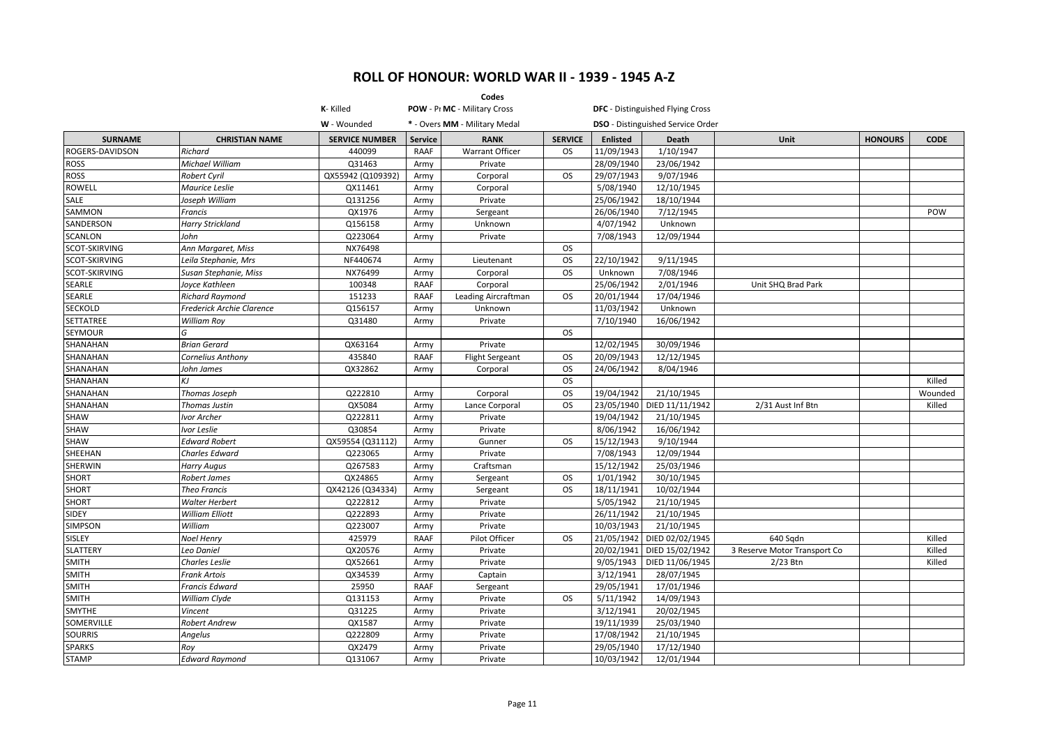# ROLL OF HONOUR: WORLD WAR II - 1939 - 1945 A-Z

**Codes**

**K**- Killed | **POW** - Pr **MC** - Military Cross | **DFC** - Distinguished Flying Cross

**W** - Wounded | * - Overs **MM** - Military Medal | **DSO** - Distinguished Service Order

| SURNAME | CHRISTIAN NAME | SERVICE NUMBER | Service | RANK | SERVICE | Enlisted | Death | Unit | HONOURS | CODE |
|---|---|---|---|---|---|---|---|---|---|---|
| ROGERS-DAVIDSON | *Richard* | 440099 | RAAF | Warrant Officer | OS | 11/09/1943 | 1/10/1947 | | | |
| ROSS | *Michael William* | Q31463 | Army | Private | | 28/09/1940 | 23/06/1942 | | | |
| ROSS | *Robert Cyril* | QX55942 (Q109392) | Army | Corporal | OS | 29/07/1943 | 9/07/1946 | | | |
| ROWELL | *Maurice Leslie* | QX11461 | Army | Corporal | | 5/08/1940 | 12/10/1945 | | | |
| SALE | *Joseph William* | Q131256 | Army | Private | | 25/06/1942 | 18/10/1944 | | | |
| SAMMON | *Francis* | QX1976 | Army | Sergeant | | 26/06/1940 | 7/12/1945 | | | POW |
| SANDERSON | *Harry Strickland* | Q156158 | Army | Unknown | | 4/07/1942 | Unknown | | | |
| SCANLON | *John* | Q223064 | Army | Private | | 7/08/1943 | 12/09/1944 | | | |
| SCOT-SKIRVING | *Ann Margaret, Miss* | NX76498 | | | OS | | | | | |
| SCOT-SKIRVING | *Leila Stephanie, Mrs* | NF440674 | Army | Lieutenant | OS | 22/10/1942 | 9/11/1945 | | | |
| SCOT-SKIRVING | *Susan Stephanie, Miss* | NX76499 | Army | Corporal | OS | Unknown | 7/08/1946 | | | |
| SEARLE | *Joyce Kathleen* | 100348 | RAAF | Corporal | | 25/06/1942 | 2/01/1946 | Unit SHQ Brad Park | | |
| SEARLE | *Richard Raymond* | 151233 | RAAF | Leading Aircraftman | OS | 20/01/1944 | 17/04/1946 | | | |
| SECKOLD | *Frederick Archie Clarence* | Q156157 | Army | Unknown | | 11/03/1942 | Unknown | | | |
| SETTATREE | *William Roy* | Q31480 | Army | Private | | 7/10/1940 | 16/06/1942 | | | |
| SEYMOUR | *G* | | | | OS | | | | | |
| SHANAHAN | *Brian Gerard* | QX63164 | Army | Private | | 12/02/1945 | 30/09/1946 | | | |
| SHANAHAN | *Cornelius Anthony* | 435840 | RAAF | Flight Sergeant | OS | 20/09/1943 | 12/12/1945 | | | |
| SHANAHAN | *John James* | QX32862 | Army | Corporal | OS | 24/06/1942 | 8/04/1946 | | | |
| SHANAHAN | *KJ* | | | | OS | | | | | Killed |
| SHANAHAN | *Thomas Joseph* | Q222810 | Army | Corporal | OS | 19/04/1942 | 21/10/1945 | | | Wounded |
| SHANAHAN | *Thomas Justin* | QX5084 | Army | Lance Corporal | OS | 23/05/1940 | DIED 11/11/1942 | 2/31 Aust Inf Btn | | Killed |
| SHAW | *Ivor Archer* | Q222811 | Army | Private | | 19/04/1942 | 21/10/1945 | | | |
| SHAW | *Ivor Leslie* | Q30854 | Army | Private | | 8/06/1942 | 16/06/1942 | | | |
| SHAW | *Edward Robert* | QX59554 (Q31112) | Army | Gunner | OS | 15/12/1943 | 9/10/1944 | | | |
| SHEEHAN | *Charles Edward* | Q223065 | Army | Private | | 7/08/1943 | 12/09/1944 | | | |
| SHERWIN | *Harry Augus* | Q267583 | Army | Craftsman | | 15/12/1942 | 25/03/1946 | | | |
| SHORT | *Robert James* | QX24865 | Army | Sergeant | OS | 1/01/1942 | 30/10/1945 | | | |
| SHORT | *Theo Francis* | QX42126 (Q34334) | Army | Sergeant | OS | 18/11/1941 | 10/02/1944 | | | |
| SHORT | *Walter Herbert* | Q222812 | Army | Private | | 5/05/1942 | 21/10/1945 | | | |
| SIDEY | *William Elliott* | Q222893 | Army | Private | | 26/11/1942 | 21/10/1945 | | | |
| SIMPSON | *William* | Q223007 | Army | Private | | 10/03/1943 | 21/10/1945 | | | |
| SISLEY | *Noel Henry* | 425979 | RAAF | Pilot Officer | OS | 21/05/1942 | DIED 02/02/1945 | 640 Sqdn | | Killed |
| SLATTERY | *Leo Daniel* | QX20576 | Army | Private | | 20/02/1941 | DIED 15/02/1942 | 3 Reserve Motor Transport Co | | Killed |
| SMITH | *Charles Leslie* | QX52661 | Army | Private | | 9/05/1943 | DIED 11/06/1945 | 2/23 Btn | | Killed |
| SMITH | *Frank Artois* | QX34539 | Army | Captain | | 3/12/1941 | 28/07/1945 | | | |
| SMITH | *Francis Edward* | 25950 | RAAF | Sergeant | | 29/05/1941 | 17/01/1946 | | | |
| SMITH | *William Clyde* | Q131153 | Army | Private | OS | 5/11/1942 | 14/09/1943 | | | |
| SMYTHE | *Vincent* | Q31225 | Army | Private | | 3/12/1941 | 20/02/1945 | | | |
| SOMERVILLE | *Robert Andrew* | QX1587 | Army | Private | | 19/11/1939 | 25/03/1940 | | | |
| SOURRIS | *Angelus* | Q222809 | Army | Private | | 17/08/1942 | 21/10/1945 | | | |
| SPARKS | *Roy* | QX2479 | Army | Private | | 29/05/1940 | 17/12/1940 | | | |
| STAMP | *Edward Raymond* | Q131067 | Army | Private | | 10/03/1942 | 12/01/1944 | | | |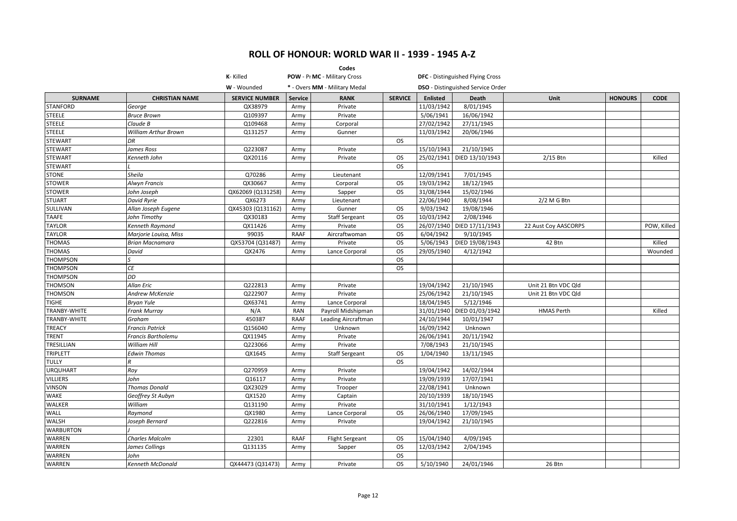# ROLL OF HONOUR: WORLD WAR II - 1939 - 1945 A-Z

**Codes**

**K**- Killed | **POW** - Pr **MC** - Military Cross | **DFC** - Distinguished Flying Cross

**W** - Wounded | * - Overs **MM** - Military Medal | **DSO** - Distinguished Service Order

| SURNAME | CHRISTIAN NAME | SERVICE NUMBER | Service | RANK | SERVICE | Enlisted | Death | Unit | HONOURS | CODE |
|---|---|---|---|---|---|---|---|---|---|---|
| STANFORD | *George* | QX38979 | Army | Private | | 11/03/1942 | 8/01/1945 | | | |
| STEELE | *Bruce Brown* | Q109397 | Army | Private | | 5/06/1941 | 16/06/1942 | | | |
| STEELE | *Claude B* | Q109468 | Army | Corporal | | 27/02/1942 | 27/11/1945 | | | |
| STEELE | *William Arthur Brown* | Q131257 | Army | Gunner | | 11/03/1942 | 20/06/1946 | | | |
| STEWART | *DR* | | | | OS | | | | | |
| STEWART | *James Ross* | Q223087 | Army | Private | | 15/10/1943 | 21/10/1945 | | | |
| STEWART | *Kenneth John* | QX20116 | Army | Private | OS | 25/02/1941 | DIED 13/10/1943 | 2/15 Btn | | Killed |
| STEWART | *L* | | | | OS | | | | | |
| STONE | *Sheila* | Q70286 | Army | Lieutenant | | 12/09/1941 | 7/01/1945 | | | |
| STOWER | *Alwyn Francis* | QX30667 | Army | Corporal | OS | 19/03/1942 | 18/12/1945 | | | |
| STOWER | *John Joseph* | QX62069 (Q131258) | Army | Sapper | OS | 31/08/1944 | 15/02/1946 | | | |
| STUART | *David Ryrie* | QX6273 | Army | Lieutenant | | 22/06/1940 | 8/08/1944 | 2/2 M G Btn | | |
| SULLIVAN | *Allan Joseph Eugene* | QX45303 (Q131162) | Army | Gunner | OS | 9/03/1942 | 19/08/1946 | | | |
| TAAFE | *John Timothy* | QX30183 | Army | Staff Sergeant | OS | 10/03/1942 | 2/08/1946 | | | |
| TAYLOR | *Kenneth Raymond* | QX11426 | Army | Private | OS | 26/07/1940 | DIED 17/11/1943 | 22 Aust Coy AASCORPS | | POW, Killed |
| TAYLOR | *Marjorie Louisa, Miss* | 99035 | RAAF | Aircraftwoman | OS | 6/04/1942 | 9/10/1945 | | | |
| THOMAS | *Brian Macnamara* | QX53704 (Q31487) | Army | Private | OS | 5/06/1943 | DIED 19/08/1943 | 42 Btn | | Killed |
| THOMAS | *David* | QX2476 | Army | Lance Corporal | OS | 29/05/1940 | 4/12/1942 | | | Wounded |
| THOMPSON | *S* | | | | OS | | | | | |
| THOMPSON | *CE* | | | | OS | | | | | |
| THOMPSON | *DD* | | | | | | | | | |
| THOMSON | *Allan Eric* | Q222813 | Army | Private | | 19/04/1942 | 21/10/1945 | Unit 21 Btn VDC Qld | | |
| THOMSON | *Andrew McKenzie* | Q222907 | Army | Private | | 25/06/1942 | 21/10/1945 | Unit 21 Btn VDC Qld | | |
| TIGHE | *Bryan Yule* | QX63741 | Army | Lance Corporal | | 18/04/1945 | 5/12/1946 | | | |
| TRANBY-WHITE | *Frank Murray* | N/A | RAN | Payroll Midshipman | | 31/01/1940 | DIED 01/03/1942 | HMAS Perth | | Killed |
| TRANBY-WHITE | *Graham* | 450387 | RAAF | Leading Aircraftman | | 24/10/1944 | 10/01/1947 | | | |
| TREACY | *Francis Patrick* | Q156040 | Army | Unknown | | 16/09/1942 | Unknown | | | |
| TRENT | *Francis Bartholemu* | QX11945 | Army | Private | | 26/06/1941 | 20/11/1942 | | | |
| TRESILLIAN | *William Hill* | Q223066 | Army | Private | | 7/08/1943 | 21/10/1945 | | | |
| TRIPLETT | *Edwin Thomas* | QX1645 | Army | Staff Sergeant | OS | 1/04/1940 | 13/11/1945 | | | |
| TULLY | *R* | | | | OS | | | | | |
| URQUHART | *Roy* | Q270959 | Army | Private | | 19/04/1942 | 14/02/1944 | | | |
| VILLIERS | *John* | Q16117 | Army | Private | | 19/09/1939 | 17/07/1941 | | | |
| VINSON | *Thomas Donald* | QX23029 | Army | Trooper | | 22/08/1941 | Unknown | | | |
| WAKE | *Geoffrey St Aubyn* | QX1520 | Army | Captain | | 20/10/1939 | 18/10/1945 | | | |
| WALKER | *William* | Q131190 | Army | Private | | 31/10/1941 | 1/12/1943 | | | |
| WALL | *Raymond* | QX1980 | Army | Lance Corporal | OS | 26/06/1940 | 17/09/1945 | | | |
| WALSH | *Joseph Bernard* | Q222816 | Army | Private | | 19/04/1942 | 21/10/1945 | | | |
| WARBURTON | *J* | | | | | | | | | |
| WARREN | *Charles Malcolm* | 22301 | RAAF | Flight Sergeant | OS | 15/04/1940 | 4/09/1945 | | | |
| WARREN | *James Collings* | Q131135 | Army | Sapper | OS | 12/03/1942 | 2/04/1945 | | | |
| WARREN | *John* | | | | OS | | | | | |
| WARREN | *Kenneth McDonald* | QX44473 (Q31473) | Army | Private | OS | 5/10/1940 | 24/01/1946 | 26 Btn | | |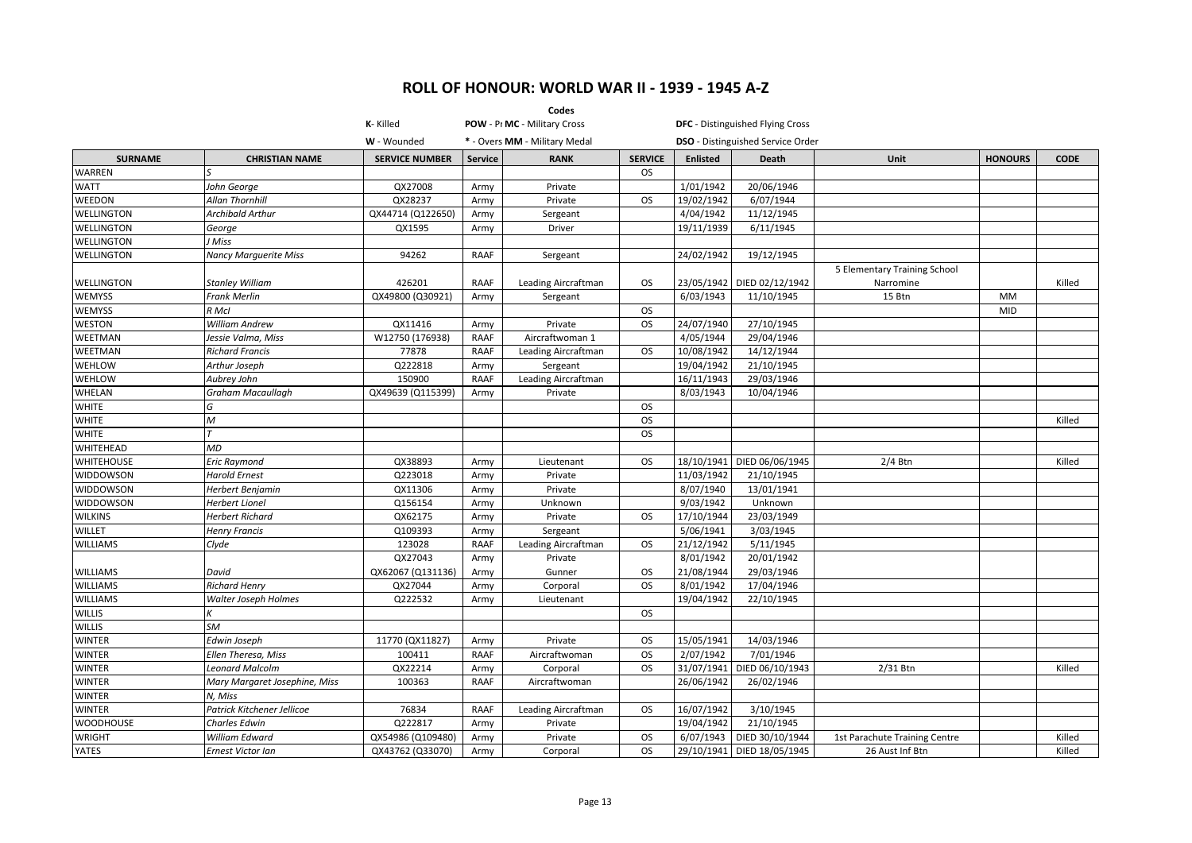# ROLL OF HONOUR: WORLD WAR II - 1939 - 1945 A-Z

**Codes**

K- Killed | POW - Pr | MC - Military Cross | DFC - Distinguished Flying Cross

W - Wounded | * - Overs | MM - Military Medal | DSO - Distinguished Service Order

| SURNAME | CHRISTIAN NAME | SERVICE NUMBER | Service | RANK | SERVICE | Enlisted | Death | Unit | HONOURS | CODE |
|---|---|---|---|---|---|---|---|---|---|---|
| WARREN | *S* | | | | OS | | | | | |
| WATT | *John George* | QX27008 | Army | Private | | 1/01/1942 | 20/06/1946 | | | |
| WEEDON | *Allan Thornhill* | QX28237 | Army | Private | OS | 19/02/1942 | 6/07/1944 | | | |
| WELLINGTON | *Archibald Arthur* | QX44714 (Q122650) | Army | Sergeant | | 4/04/1942 | 11/12/1945 | | | |
| WELLINGTON | *George* | QX1595 | Army | Driver | | 19/11/1939 | 6/11/1945 | | | |
| WELLINGTON | *J Miss* | | | | | | | | | |
| WELLINGTON | *Nancy Marguerite Miss* | 94262 | RAAF | Sergeant | | 24/02/1942 | 19/12/1945 | | | |
| WELLINGTON | *Stanley William* | 426201 | RAAF | Leading Aircraftman | OS | 23/05/1942 | DIED 02/12/1942 | 5 Elementary Training School Narromine | | Killed |
| WEMYSS | *Frank Merlin* | QX49800 (Q30921) | Army | Sergeant | | 6/03/1943 | 11/10/1945 | 15 Btn | MM | |
| WEMYSS | *R McI* | | | | OS | | | | MID | |
| WESTON | *William Andrew* | QX11416 | Army | Private | OS | 24/07/1940 | 27/10/1945 | | | |
| WEETMAN | *Jessie Valma, Miss* | W12750 (176938) | RAAF | Aircraftwoman 1 | | 4/05/1944 | 29/04/1946 | | | |
| WEETMAN | *Richard Francis* | 77878 | RAAF | Leading Aircraftman | OS | 10/08/1942 | 14/12/1944 | | | |
| WEHLOW | *Arthur Joseph* | Q222818 | Army | Sergeant | | 19/04/1942 | 21/10/1945 | | | |
| WEHLOW | *Aubrey John* | 150900 | RAAF | Leading Aircraftman | | 16/11/1943 | 29/03/1946 | | | |
| WHELAN | *Graham Macaullagh* | QX49639 (Q115399) | Army | Private | | 8/03/1943 | 10/04/1946 | | | |
| WHITE | *G* | | | | OS | | | | | |
| WHITE | *M* | | | | OS | | | | | Killed |
| WHITE | *T* | | | | OS | | | | | |
| WHITEHEAD | *MD* | | | | | | | | | |
| WHITEHOUSE | *Eric Raymond* | QX38893 | Army | Lieutenant | OS | 18/10/1941 | DIED 06/06/1945 | 2/4 Btn | | Killed |
| WIDDOWSON | *Harold Ernest* | Q223018 | Army | Private | | 11/03/1942 | 21/10/1945 | | | |
| WIDDOWSON | *Herbert Benjamin* | QX11306 | Army | Private | | 8/07/1940 | 13/01/1941 | | | |
| WIDDOWSON | *Herbert Lionel* | Q156154 | Army | Unknown | | 9/03/1942 | Unknown | | | |
| WILKINS | *Herbert Richard* | QX62175 | Army | Private | OS | 17/10/1944 | 23/03/1949 | | | |
| WILLET | *Henry Francis* | Q109393 | Army | Sergeant | | 5/06/1941 | 3/03/1945 | | | |
| WILLIAMS | *Clyde* | 123028 | RAAF | Leading Aircraftman | OS | 21/12/1942 | 5/11/1945 | | | |
| WILLIAMS | *David* | QX27043<br>QX62067 (Q131136) | Army<br>Army | Private<br>Gunner | OS | 8/01/1942<br>21/08/1944 | 20/01/1942<br>29/03/1946 | | | |
| WILLIAMS | *Richard Henry* | QX27044 | Army | Corporal | OS | 8/01/1942 | 17/04/1946 | | | |
| WILLIAMS | *Walter Joseph Holmes* | Q222532 | Army | Lieutenant | | 19/04/1942 | 22/10/1945 | | | |
| WILLIS | *K* | | | | OS | | | | | |
| WILLIS | *SM* | | | | | | | | | |
| WINTER | *Edwin Joseph* | 11770 (QX11827) | Army | Private | OS | 15/05/1941 | 14/03/1946 | | | |
| WINTER | *Ellen Theresa, Miss* | 100411 | RAAF | Aircraftwoman | OS | 2/07/1942 | 7/01/1946 | | | |
| WINTER | *Leonard Malcolm* | QX22214 | Army | Corporal | OS | 31/07/1941 | DIED 06/10/1943 | 2/31 Btn | | Killed |
| WINTER | *Mary Margaret Josephine, Miss* | 100363 | RAAF | Aircraftwoman | | 26/06/1942 | 26/02/1946 | | | |
| WINTER | *N, Miss* | | | | | | | | | |
| WINTER | *Patrick Kitchener Jellicoe* | 76834 | RAAF | Leading Aircraftman | OS | 16/07/1942 | 3/10/1945 | | | |
| WOODHOUSE | *Charles Edwin* | Q222817 | Army | Private | | 19/04/1942 | 21/10/1945 | | | |
| WRIGHT | *William Edward* | QX54986 (Q109480) | Army | Private | OS | 6/07/1943 | DIED 30/10/1944 | 1st Parachute Training Centre | | Killed |
| YATES | *Ernest Victor Ian* | QX43762 (Q33070) | Army | Corporal | OS | 29/10/1941 | DIED 18/05/1945 | 26 Aust Inf Btn | | Killed |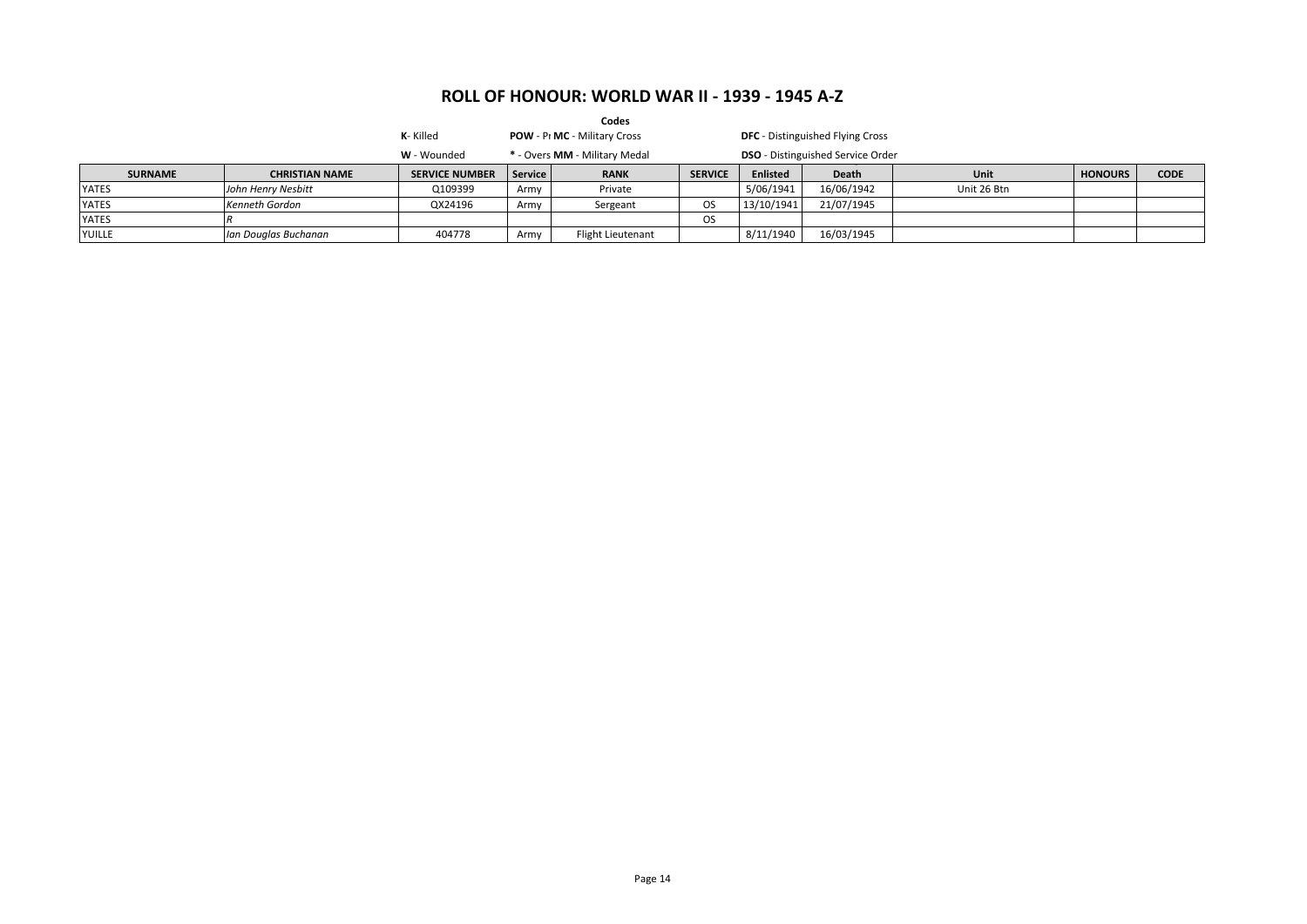# ROLL OF HONOUR: WORLD WAR II - 1939 - 1945 A-Z

**Codes**

**K**- Killed | **POW** - Pr **MC** - Military Cross | **DFC** - Distinguished Flying Cross

**W** - Wounded | * - Overs **MM** - Military Medal | **DSO** - Distinguished Service Order

| SURNAME | CHRISTIAN NAME | SERVICE NUMBER | Service | RANK | SERVICE | Enlisted | Death | Unit | HONOURS | CODE |
|---|---|---|---|---|---|---|---|---|---|---|
| YATES | *John Henry Nesbitt* | Q109399 | Army | Private | | 5/06/1941 | 16/06/1942 | Unit 26 Btn | | |
| YATES | *Kenneth Gordon* | QX24196 | Army | Sergeant | OS | 13/10/1941 | 21/07/1945 | | | |
| YATES | *R* | | | | OS | | | | | |
| YUILLE | *Ian Douglas Buchanan* | 404778 | Army | Flight Lieutenant | | 8/11/1940 | 16/03/1945 | | | |